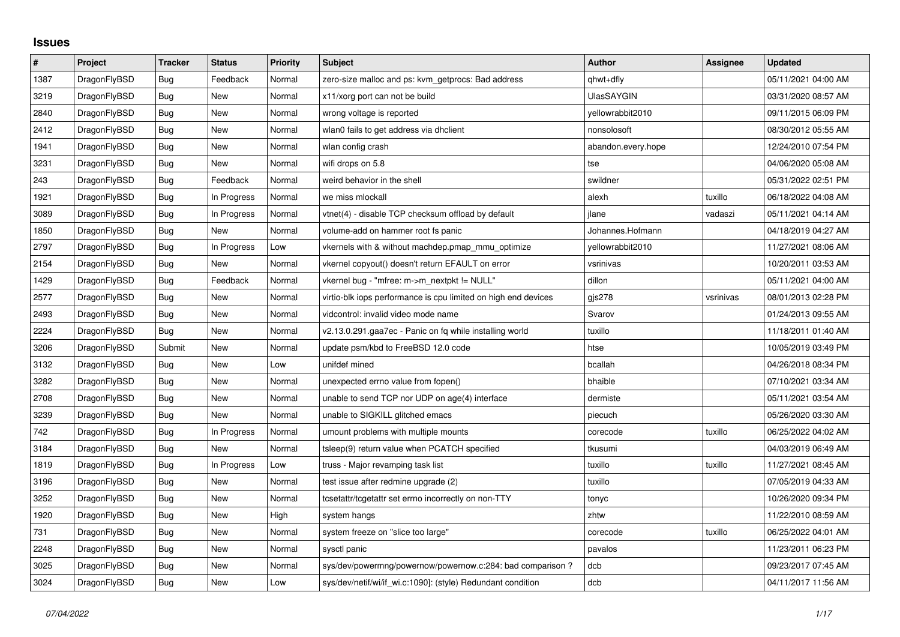## Issues

| # | Project | Tracker | Status | Priority | Subject | Author | Assignee | Updated |
|---|---|---|---|---|---|---|---|---|
| 1387 | DragonFlyBSD | Bug | Feedback | Normal | zero-size malloc and ps: kvm_getprocs: Bad address | qhwt+dfly | | 05/11/2021 04:00 AM |
| 3219 | DragonFlyBSD | Bug | New | Normal | x11/xorg port can not be build | UlasSAYGIN | | 03/31/2020 08:57 AM |
| 2840 | DragonFlyBSD | Bug | New | Normal | wrong voltage is reported | yellowrabbit2010 | | 09/11/2015 06:09 PM |
| 2412 | DragonFlyBSD | Bug | New | Normal | wlan0 fails to get address via dhclient | nonsolosoft | | 08/30/2012 05:55 AM |
| 1941 | DragonFlyBSD | Bug | New | Normal | wlan config crash | abandon.every.hope | | 12/24/2010 07:54 PM |
| 3231 | DragonFlyBSD | Bug | New | Normal | wifi drops on 5.8 | tse | | 04/06/2020 05:08 AM |
| 243 | DragonFlyBSD | Bug | Feedback | Normal | weird behavior in the shell | swildner | | 05/31/2022 02:51 PM |
| 1921 | DragonFlyBSD | Bug | In Progress | Normal | we miss mlockall | alexh | tuxillo | 06/18/2022 04:08 AM |
| 3089 | DragonFlyBSD | Bug | In Progress | Normal | vtnet(4) - disable TCP checksum offload by default | jlane | vadaszi | 05/11/2021 04:14 AM |
| 1850 | DragonFlyBSD | Bug | New | Normal | volume-add on hammer root fs panic | Johannes.Hofmann | | 04/18/2019 04:27 AM |
| 2797 | DragonFlyBSD | Bug | In Progress | Low | vkernels with & without machdep.pmap_mmu_optimize | yellowrabbit2010 | | 11/27/2021 08:06 AM |
| 2154 | DragonFlyBSD | Bug | New | Normal | vkernel copyout() doesn't return EFAULT on error | vsrinivas | | 10/20/2011 03:53 AM |
| 1429 | DragonFlyBSD | Bug | Feedback | Normal | vkernel bug - "mfree: m->m_nextpkt != NULL" | dillon | | 05/11/2021 04:00 AM |
| 2577 | DragonFlyBSD | Bug | New | Normal | virtio-blk iops performance is cpu limited on high end devices | gjs278 | vsrinivas | 08/01/2013 02:28 PM |
| 2493 | DragonFlyBSD | Bug | New | Normal | vidcontrol: invalid video mode name | Svarov | | 01/24/2013 09:55 AM |
| 2224 | DragonFlyBSD | Bug | New | Normal | v2.13.0.291.gaa7ec - Panic on fq while installing world | tuxillo | | 11/18/2011 01:40 AM |
| 3206 | DragonFlyBSD | Submit | New | Normal | update psm/kbd to FreeBSD 12.0 code | htse | | 10/05/2019 03:49 PM |
| 3132 | DragonFlyBSD | Bug | New | Low | unifdef mined | bcallah | | 04/26/2018 08:34 PM |
| 3282 | DragonFlyBSD | Bug | New | Normal | unexpected errno value from fopen() | bhaible | | 07/10/2021 03:34 AM |
| 2708 | DragonFlyBSD | Bug | New | Normal | unable to send TCP nor UDP on age(4) interface | dermiste | | 05/11/2021 03:54 AM |
| 3239 | DragonFlyBSD | Bug | New | Normal | unable to SIGKILL glitched emacs | piecuch | | 05/26/2020 03:30 AM |
| 742 | DragonFlyBSD | Bug | In Progress | Normal | umount problems with multiple mounts | corecode | tuxillo | 06/25/2022 04:02 AM |
| 3184 | DragonFlyBSD | Bug | New | Normal | tsleep(9) return value when PCATCH specified | tkusumi | | 04/03/2019 06:49 AM |
| 1819 | DragonFlyBSD | Bug | In Progress | Low | truss - Major revamping task list | tuxillo | tuxillo | 11/27/2021 08:45 AM |
| 3196 | DragonFlyBSD | Bug | New | Normal | test issue after redmine upgrade (2) | tuxillo | | 07/05/2019 04:33 AM |
| 3252 | DragonFlyBSD | Bug | New | Normal | tcsetattr/tcgetattr set errno incorrectly on non-TTY | tonyc | | 10/26/2020 09:34 PM |
| 1920 | DragonFlyBSD | Bug | New | High | system hangs | zhtw | | 11/22/2010 08:59 AM |
| 731 | DragonFlyBSD | Bug | New | Normal | system freeze on "slice too large" | corecode | tuxillo | 06/25/2022 04:01 AM |
| 2248 | DragonFlyBSD | Bug | New | Normal | sysctl panic | pavalos | | 11/23/2011 06:23 PM |
| 3025 | DragonFlyBSD | Bug | New | Normal | sys/dev/powermng/powernow/powernow.c:284: bad comparison ? | dcb | | 09/23/2017 07:45 AM |
| 3024 | DragonFlyBSD | Bug | New | Low | sys/dev/netif/wi/if_wi.c:1090]: (style) Redundant condition | dcb | | 04/11/2017 11:56 AM |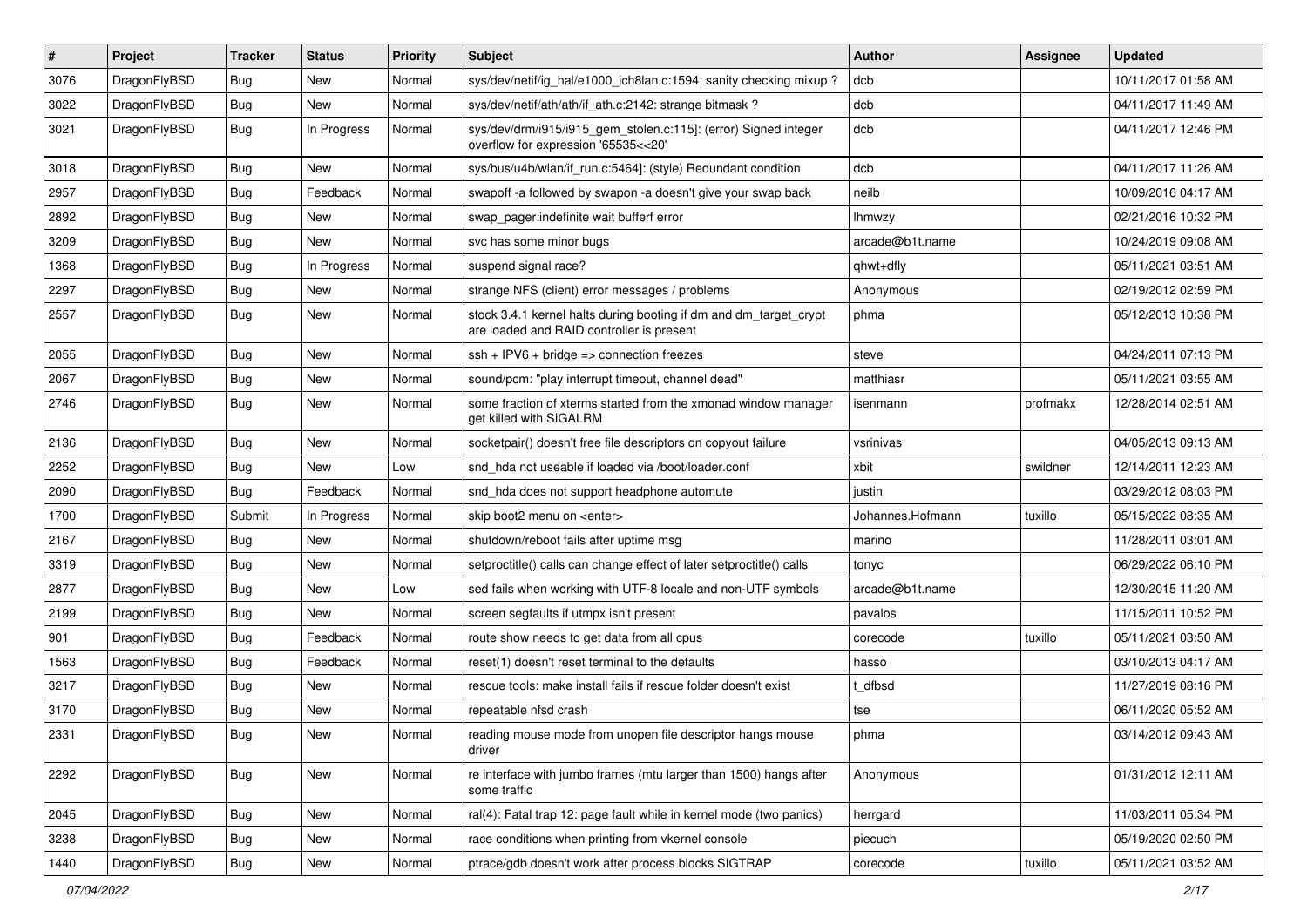| # | Project | Tracker | Status | Priority | Subject | Author | Assignee | Updated |
|---|---|---|---|---|---|---|---|---|
| 3076 | DragonFlyBSD | Bug | New | Normal | sys/dev/netif/ig_hal/e1000_ich8lan.c:1594: sanity checking mixup ? | dcb | | 10/11/2017 01:58 AM |
| 3022 | DragonFlyBSD | Bug | New | Normal | sys/dev/netif/ath/ath/if_ath.c:2142: strange bitmask ? | dcb | | 04/11/2017 11:49 AM |
| 3021 | DragonFlyBSD | Bug | In Progress | Normal | sys/dev/drm/i915/i915_gem_stolen.c:115]: (error) Signed integer overflow for expression '65535<<20' | dcb | | 04/11/2017 12:46 PM |
| 3018 | DragonFlyBSD | Bug | New | Normal | sys/bus/u4b/wlan/if_run.c:5464]: (style) Redundant condition | dcb | | 04/11/2017 11:26 AM |
| 2957 | DragonFlyBSD | Bug | Feedback | Normal | swapoff -a followed by swapon -a doesn't give your swap back | neilb | | 10/09/2016 04:17 AM |
| 2892 | DragonFlyBSD | Bug | New | Normal | swap_pager:indefinite wait bufferf error | lhmwzy | | 02/21/2016 10:32 PM |
| 3209 | DragonFlyBSD | Bug | New | Normal | svc has some minor bugs | arcade@b1t.name | | 10/24/2019 09:08 AM |
| 1368 | DragonFlyBSD | Bug | In Progress | Normal | suspend signal race? | qhwt+dfly | | 05/11/2021 03:51 AM |
| 2297 | DragonFlyBSD | Bug | New | Normal | strange NFS (client) error messages / problems | Anonymous | | 02/19/2012 02:59 PM |
| 2557 | DragonFlyBSD | Bug | New | Normal | stock 3.4.1 kernel halts during booting if dm and dm_target_crypt are loaded and RAID controller is present | phma | | 05/12/2013 10:38 PM |
| 2055 | DragonFlyBSD | Bug | New | Normal | ssh + IPV6 + bridge => connection freezes | steve | | 04/24/2011 07:13 PM |
| 2067 | DragonFlyBSD | Bug | New | Normal | sound/pcm: "play interrupt timeout, channel dead" | matthiasr | | 05/11/2021 03:55 AM |
| 2746 | DragonFlyBSD | Bug | New | Normal | some fraction of xterms started from the xmonad window manager get killed with SIGALRM | isenmann | profmakx | 12/28/2014 02:51 AM |
| 2136 | DragonFlyBSD | Bug | New | Normal | socketpair() doesn't free file descriptors on copyout failure | vsrinivas | | 04/05/2013 09:13 AM |
| 2252 | DragonFlyBSD | Bug | New | Low | snd_hda not useable if loaded via /boot/loader.conf | xbit | swildner | 12/14/2011 12:23 AM |
| 2090 | DragonFlyBSD | Bug | Feedback | Normal | snd_hda does not support headphone automute | justin | | 03/29/2012 08:03 PM |
| 1700 | DragonFlyBSD | Submit | In Progress | Normal | skip boot2 menu on <enter> | Johannes.Hofmann | tuxillo | 05/15/2022 08:35 AM |
| 2167 | DragonFlyBSD | Bug | New | Normal | shutdown/reboot fails after uptime msg | marino | | 11/28/2011 03:01 AM |
| 3319 | DragonFlyBSD | Bug | New | Normal | setproctitle() calls can change effect of later setproctitle() calls | tonyc | | 06/29/2022 06:10 PM |
| 2877 | DragonFlyBSD | Bug | New | Low | sed fails when working with UTF-8 locale and non-UTF symbols | arcade@b1t.name | | 12/30/2015 11:20 AM |
| 2199 | DragonFlyBSD | Bug | New | Normal | screen segfaults if utmpx isn't present | pavalos | | 11/15/2011 10:52 PM |
| 901 | DragonFlyBSD | Bug | Feedback | Normal | route show needs to get data from all cpus | corecode | tuxillo | 05/11/2021 03:50 AM |
| 1563 | DragonFlyBSD | Bug | Feedback | Normal | reset(1) doesn't reset terminal to the defaults | hasso | | 03/10/2013 04:17 AM |
| 3217 | DragonFlyBSD | Bug | New | Normal | rescue tools: make install fails if rescue folder doesn't exist | t_dfbsd | | 11/27/2019 08:16 PM |
| 3170 | DragonFlyBSD | Bug | New | Normal | repeatable nfsd crash | tse | | 06/11/2020 05:52 AM |
| 2331 | DragonFlyBSD | Bug | New | Normal | reading mouse mode from unopen file descriptor hangs mouse driver | phma | | 03/14/2012 09:43 AM |
| 2292 | DragonFlyBSD | Bug | New | Normal | re interface with jumbo frames (mtu larger than 1500) hangs after some traffic | Anonymous | | 01/31/2012 12:11 AM |
| 2045 | DragonFlyBSD | Bug | New | Normal | ral(4): Fatal trap 12: page fault while in kernel mode (two panics) | herrgard | | 11/03/2011 05:34 PM |
| 3238 | DragonFlyBSD | Bug | New | Normal | race conditions when printing from vkernel console | piecuch | | 05/19/2020 02:50 PM |
| 1440 | DragonFlyBSD | Bug | New | Normal | ptrace/gdb doesn't work after process blocks SIGTRAP | corecode | tuxillo | 05/11/2021 03:52 AM |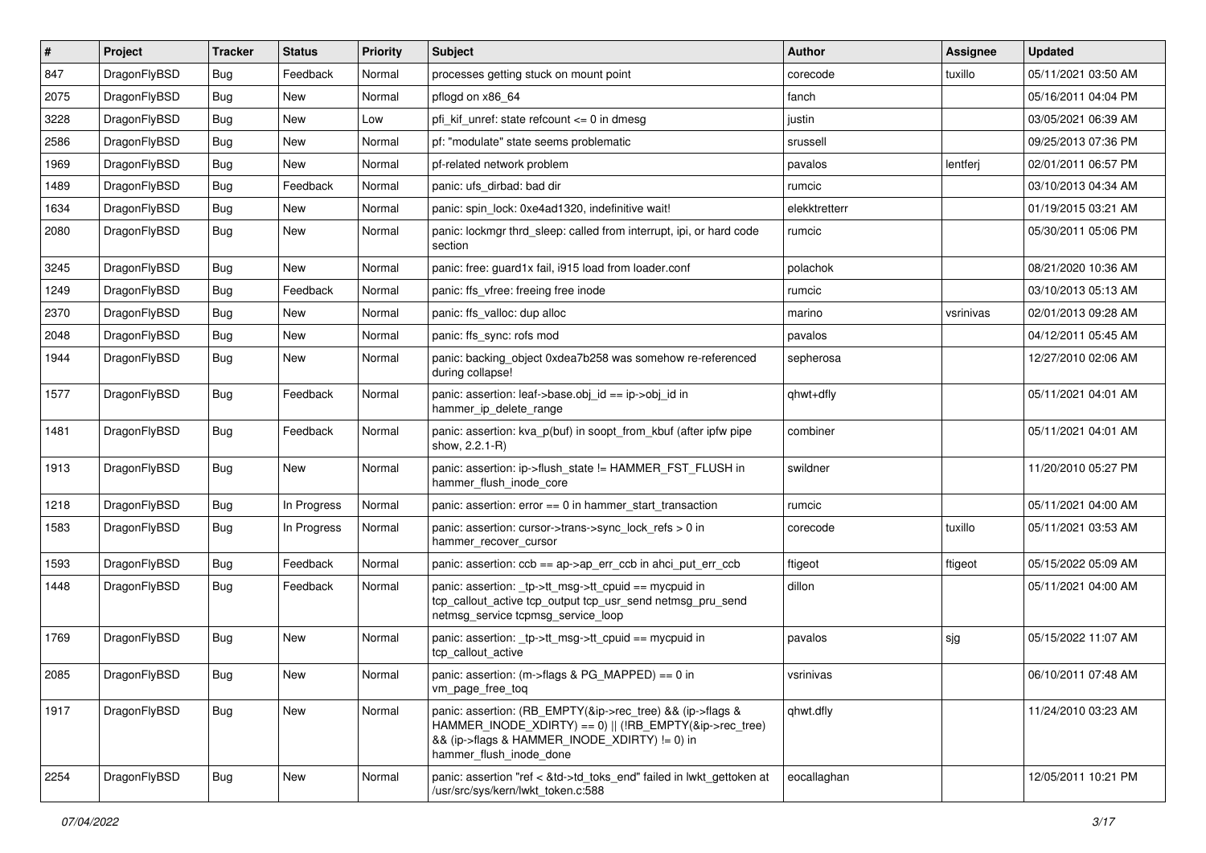| # | Project | Tracker | Status | Priority | Subject | Author | Assignee | Updated |
|---|---|---|---|---|---|---|---|---|
| 847 | DragonFlyBSD | Bug | Feedback | Normal | processes getting stuck on mount point | corecode | tuxillo | 05/11/2021 03:50 AM |
| 2075 | DragonFlyBSD | Bug | New | Normal | pflogd on x86_64 | fanch | | 05/16/2011 04:04 PM |
| 3228 | DragonFlyBSD | Bug | New | Low | pfi_kif_unref: state refcount <= 0 in dmesg | justin | | 03/05/2021 06:39 AM |
| 2586 | DragonFlyBSD | Bug | New | Normal | pf: "modulate" state seems problematic | srussell | | 09/25/2013 07:36 PM |
| 1969 | DragonFlyBSD | Bug | New | Normal | pf-related network problem | pavalos | lentferj | 02/01/2011 06:57 PM |
| 1489 | DragonFlyBSD | Bug | Feedback | Normal | panic: ufs_dirbad: bad dir | rumcic | | 03/10/2013 04:34 AM |
| 1634 | DragonFlyBSD | Bug | New | Normal | panic: spin_lock: 0xe4ad1320, indefinitive wait! | elekktretterr | | 01/19/2015 03:21 AM |
| 2080 | DragonFlyBSD | Bug | New | Normal | panic: lockmgr thrd_sleep: called from interrupt, ipi, or hard code section | rumcic | | 05/30/2011 05:06 PM |
| 3245 | DragonFlyBSD | Bug | New | Normal | panic: free: guard1x fail, i915 load from loader.conf | polachok | | 08/21/2020 10:36 AM |
| 1249 | DragonFlyBSD | Bug | Feedback | Normal | panic: ffs_vfree: freeing free inode | rumcic | | 03/10/2013 05:13 AM |
| 2370 | DragonFlyBSD | Bug | New | Normal | panic: ffs_valloc: dup alloc | marino | vsrinivas | 02/01/2013 09:28 AM |
| 2048 | DragonFlyBSD | Bug | New | Normal | panic: ffs_sync: rofs mod | pavalos | | 04/12/2011 05:45 AM |
| 1944 | DragonFlyBSD | Bug | New | Normal | panic: backing_object 0xdea7b258 was somehow re-referenced during collapse! | sepherosa | | 12/27/2010 02:06 AM |
| 1577 | DragonFlyBSD | Bug | Feedback | Normal | panic: assertion: leaf->base.obj_id == ip->obj_id in hammer_ip_delete_range | qhwt+dfly | | 05/11/2021 04:01 AM |
| 1481 | DragonFlyBSD | Bug | Feedback | Normal | panic: assertion: kva_p(buf) in soopt_from_kbuf (after ipfw pipe show, 2.2.1-R) | combiner | | 05/11/2021 04:01 AM |
| 1913 | DragonFlyBSD | Bug | New | Normal | panic: assertion: ip->flush_state != HAMMER_FST_FLUSH in hammer_flush_inode_core | swildner | | 11/20/2010 05:27 PM |
| 1218 | DragonFlyBSD | Bug | In Progress | Normal | panic: assertion: error == 0 in hammer_start_transaction | rumcic | | 05/11/2021 04:00 AM |
| 1583 | DragonFlyBSD | Bug | In Progress | Normal | panic: assertion: cursor->trans->sync_lock_refs > 0 in hammer_recover_cursor | corecode | tuxillo | 05/11/2021 03:53 AM |
| 1593 | DragonFlyBSD | Bug | Feedback | Normal | panic: assertion: ccb == ap->ap_err_ccb in ahci_put_err_ccb | ftigeot | ftigeot | 05/15/2022 05:09 AM |
| 1448 | DragonFlyBSD | Bug | Feedback | Normal | panic: assertion: _tp->tt_msg->tt_cpuid == mycpuid in tcp_callout_active tcp_output tcp_usr_send netmsg_pru_send netmsg_service tcpmsg_service_loop | dillon | | 05/11/2021 04:00 AM |
| 1769 | DragonFlyBSD | Bug | New | Normal | panic: assertion: _tp->tt_msg->tt_cpuid == mycpuid in tcp_callout_active | pavalos | sjg | 05/15/2022 11:07 AM |
| 2085 | DragonFlyBSD | Bug | New | Normal | panic: assertion: (m->flags & PG_MAPPED) == 0 in vm_page_free_toq | vsrinivas | | 06/10/2011 07:48 AM |
| 1917 | DragonFlyBSD | Bug | New | Normal | panic: assertion: (RB_EMPTY(&ip->rec_tree) && (ip->flags & HAMMER_INODE_XDIRTY) == 0) \|\| (!RB_EMPTY(&ip->rec_tree) && (ip->flags & HAMMER_INODE_XDIRTY) != 0) in hammer_flush_inode_done | qhwt.dfly | | 11/24/2010 03:23 AM |
| 2254 | DragonFlyBSD | Bug | New | Normal | panic: assertion "ref < &td->td_toks_end" failed in lwkt_gettoken at /usr/src/sys/kern/lwkt_token.c:588 | eocallaghan | | 12/05/2011 10:21 PM |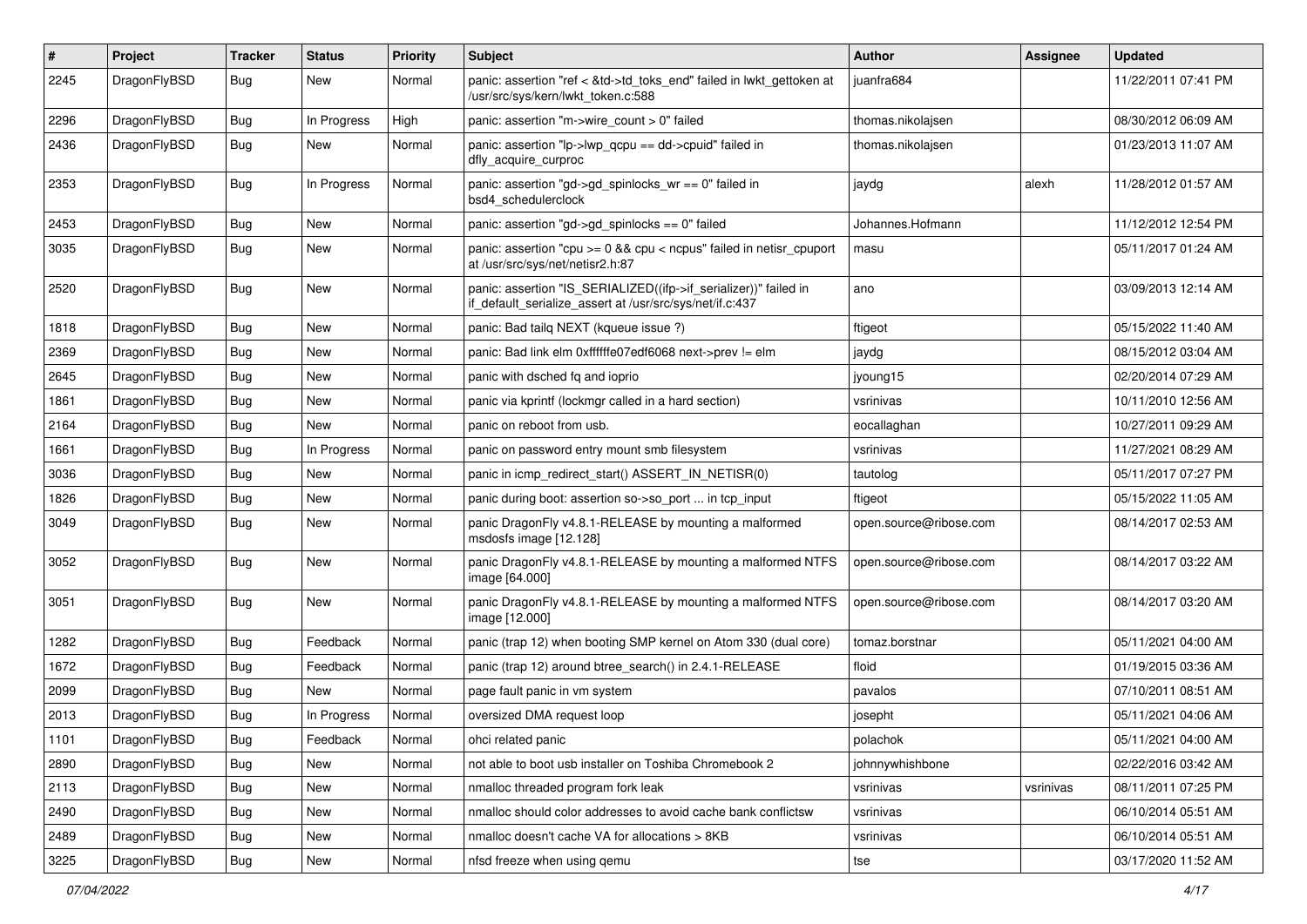| # | Project | Tracker | Status | Priority | Subject | Author | Assignee | Updated |
|---|---|---|---|---|---|---|---|---|
| 2245 | DragonFlyBSD | Bug | New | Normal | panic: assertion "ref < &td->td_toks_end" failed in lwkt_gettoken at /usr/src/sys/kern/lwkt_token.c:588 | juanfra684 | | 11/22/2011 07:41 PM |
| 2296 | DragonFlyBSD | Bug | In Progress | High | panic: assertion "m->wire_count > 0" failed | thomas.nikolajsen | | 08/30/2012 06:09 AM |
| 2436 | DragonFlyBSD | Bug | New | Normal | panic: assertion "lp->lwp_qcpu == dd->cpuid" failed in dfly_acquire_curproc | thomas.nikolajsen | | 01/23/2013 11:07 AM |
| 2353 | DragonFlyBSD | Bug | In Progress | Normal | panic: assertion "gd->gd_spinlocks_wr == 0" failed in bsd4_schedulerclock | jaydg | alexh | 11/28/2012 01:57 AM |
| 2453 | DragonFlyBSD | Bug | New | Normal | panic: assertion "gd->gd_spinlocks == 0" failed | Johannes.Hofmann | | 11/12/2012 12:54 PM |
| 3035 | DragonFlyBSD | Bug | New | Normal | panic: assertion "cpu >= 0 && cpu < ncpus" failed in netisr_cpuport at /usr/src/sys/net/netisr2.h:87 | masu | | 05/11/2017 01:24 AM |
| 2520 | DragonFlyBSD | Bug | New | Normal | panic: assertion "IS_SERIALIZED((ifp->if_serializer))" failed in if_default_serialize_assert at /usr/src/sys/net/if.c:437 | ano | | 03/09/2013 12:14 AM |
| 1818 | DragonFlyBSD | Bug | New | Normal | panic: Bad tailq NEXT (kqueue issue ?) | ftigeot | | 05/15/2022 11:40 AM |
| 2369 | DragonFlyBSD | Bug | New | Normal | panic: Bad link elm 0xffffffe07edf6068 next->prev != elm | jaydg | | 08/15/2012 03:04 AM |
| 2645 | DragonFlyBSD | Bug | New | Normal | panic with dsched fq and ioprio | jyoung15 | | 02/20/2014 07:29 AM |
| 1861 | DragonFlyBSD | Bug | New | Normal | panic via kprintf (lockmgr called in a hard section) | vsrinivas | | 10/11/2010 12:56 AM |
| 2164 | DragonFlyBSD | Bug | New | Normal | panic on reboot from usb. | eocallaghan | | 10/27/2011 09:29 AM |
| 1661 | DragonFlyBSD | Bug | In Progress | Normal | panic on password entry mount smb filesystem | vsrinivas | | 11/27/2021 08:29 AM |
| 3036 | DragonFlyBSD | Bug | New | Normal | panic in icmp_redirect_start() ASSERT_IN_NETISR(0) | tautolog | | 05/11/2017 07:27 PM |
| 1826 | DragonFlyBSD | Bug | New | Normal | panic during boot: assertion so->so_port ... in tcp_input | ftigeot | | 05/15/2022 11:05 AM |
| 3049 | DragonFlyBSD | Bug | New | Normal | panic DragonFly v4.8.1-RELEASE by mounting a malformed msdosfs image [12.128] | open.source@ribose.com | | 08/14/2017 02:53 AM |
| 3052 | DragonFlyBSD | Bug | New | Normal | panic DragonFly v4.8.1-RELEASE by mounting a malformed NTFS image [64.000] | open.source@ribose.com | | 08/14/2017 03:22 AM |
| 3051 | DragonFlyBSD | Bug | New | Normal | panic DragonFly v4.8.1-RELEASE by mounting a malformed NTFS image [12.000] | open.source@ribose.com | | 08/14/2017 03:20 AM |
| 1282 | DragonFlyBSD | Bug | Feedback | Normal | panic (trap 12) when booting SMP kernel on Atom 330 (dual core) | tomaz.borstnar | | 05/11/2021 04:00 AM |
| 1672 | DragonFlyBSD | Bug | Feedback | Normal | panic (trap 12) around btree_search() in 2.4.1-RELEASE | floid | | 01/19/2015 03:36 AM |
| 2099 | DragonFlyBSD | Bug | New | Normal | page fault panic in vm system | pavalos | | 07/10/2011 08:51 AM |
| 2013 | DragonFlyBSD | Bug | In Progress | Normal | oversized DMA request loop | josepht | | 05/11/2021 04:06 AM |
| 1101 | DragonFlyBSD | Bug | Feedback | Normal | ohci related panic | polachok | | 05/11/2021 04:00 AM |
| 2890 | DragonFlyBSD | Bug | New | Normal | not able to boot usb installer on Toshiba Chromebook 2 | johnnywhishbone | | 02/22/2016 03:42 AM |
| 2113 | DragonFlyBSD | Bug | New | Normal | nmalloc threaded program fork leak | vsrinivas | vsrinivas | 08/11/2011 07:25 PM |
| 2490 | DragonFlyBSD | Bug | New | Normal | nmalloc should color addresses to avoid cache bank conflictsw | vsrinivas | | 06/10/2014 05:51 AM |
| 2489 | DragonFlyBSD | Bug | New | Normal | nmalloc doesn't cache VA for allocations > 8KB | vsrinivas | | 06/10/2014 05:51 AM |
| 3225 | DragonFlyBSD | Bug | New | Normal | nfsd freeze when using qemu | tse | | 03/17/2020 11:52 AM |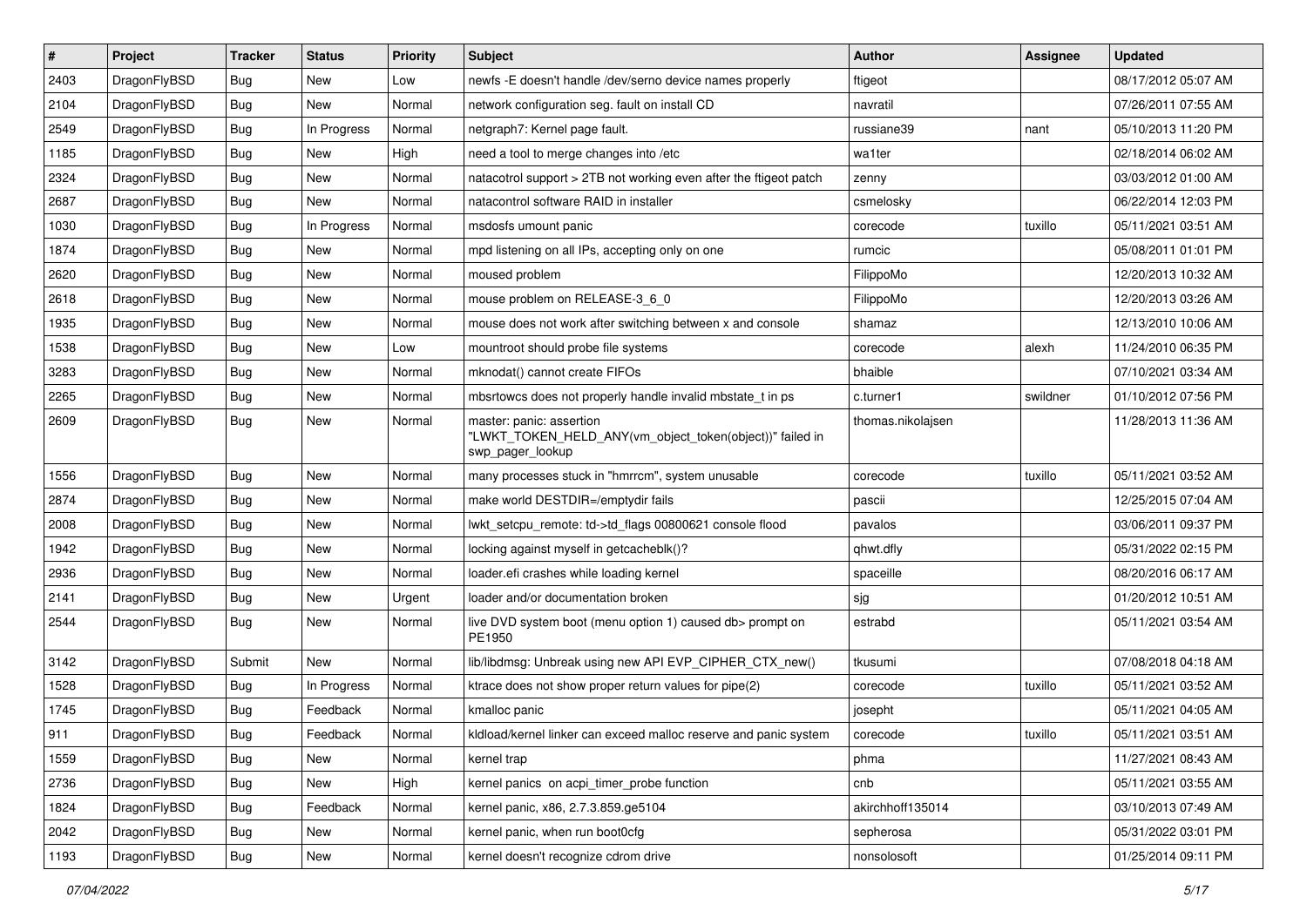| # | Project | Tracker | Status | Priority | Subject | Author | Assignee | Updated |
| --- | --- | --- | --- | --- | --- | --- | --- | --- |
| 2403 | DragonFlyBSD | Bug | New | Low | newfs -E doesn't handle /dev/serno device names properly | ftigeot | | 08/17/2012 05:07 AM |
| 2104 | DragonFlyBSD | Bug | New | Normal | network configuration seg. fault on install CD | navratil | | 07/26/2011 07:55 AM |
| 2549 | DragonFlyBSD | Bug | In Progress | Normal | netgraph7: Kernel page fault. | russiane39 | nant | 05/10/2013 11:20 PM |
| 1185 | DragonFlyBSD | Bug | New | High | need a tool to merge changes into /etc | wa1ter | | 02/18/2014 06:02 AM |
| 2324 | DragonFlyBSD | Bug | New | Normal | natacotrol support > 2TB not working even after the ftigeot patch | zenny | | 03/03/2012 01:00 AM |
| 2687 | DragonFlyBSD | Bug | New | Normal | natacontrol software RAID in installer | csmelosky | | 06/22/2014 12:03 PM |
| 1030 | DragonFlyBSD | Bug | In Progress | Normal | msdosfs umount panic | corecode | tuxillo | 05/11/2021 03:51 AM |
| 1874 | DragonFlyBSD | Bug | New | Normal | mpd listening on all IPs, accepting only on one | rumcic | | 05/08/2011 01:01 PM |
| 2620 | DragonFlyBSD | Bug | New | Normal | moused problem | FilippoMo | | 12/20/2013 10:32 AM |
| 2618 | DragonFlyBSD | Bug | New | Normal | mouse problem on RELEASE-3_6_0 | FilippoMo | | 12/20/2013 03:26 AM |
| 1935 | DragonFlyBSD | Bug | New | Normal | mouse does not work after switching between x and console | shamaz | | 12/13/2010 10:06 AM |
| 1538 | DragonFlyBSD | Bug | New | Low | mountroot should probe file systems | corecode | alexh | 11/24/2010 06:35 PM |
| 3283 | DragonFlyBSD | Bug | New | Normal | mknodat() cannot create FIFOs | bhaible | | 07/10/2021 03:34 AM |
| 2265 | DragonFlyBSD | Bug | New | Normal | mbsrtowcs does not properly handle invalid mbstate_t in ps | c.turner1 | swildner | 01/10/2012 07:56 PM |
| 2609 | DragonFlyBSD | Bug | New | Normal | master: panic: assertion "LWKT_TOKEN_HELD_ANY(vm_object_token(object))" failed in swp_pager_lookup | thomas.nikolajsen | | 11/28/2013 11:36 AM |
| 1556 | DragonFlyBSD | Bug | New | Normal | many processes stuck in "hmrrcm", system unusable | corecode | tuxillo | 05/11/2021 03:52 AM |
| 2874 | DragonFlyBSD | Bug | New | Normal | make world DESTDIR=/emptydir fails | pascii | | 12/25/2015 07:04 AM |
| 2008 | DragonFlyBSD | Bug | New | Normal | lwkt_setcpu_remote: td->td_flags 00800621 console flood | pavalos | | 03/06/2011 09:37 PM |
| 1942 | DragonFlyBSD | Bug | New | Normal | locking against myself in getcacheblk()? | qhwt.dfly | | 05/31/2022 02:15 PM |
| 2936 | DragonFlyBSD | Bug | New | Normal | loader.efi crashes while loading kernel | spaceille | | 08/20/2016 06:17 AM |
| 2141 | DragonFlyBSD | Bug | New | Urgent | loader and/or documentation broken | sjg | | 01/20/2012 10:51 AM |
| 2544 | DragonFlyBSD | Bug | New | Normal | live DVD system boot (menu option 1) caused db> prompt on PE1950 | estrabd | | 05/11/2021 03:54 AM |
| 3142 | DragonFlyBSD | Submit | New | Normal | lib/libdmsg: Unbreak using new API EVP_CIPHER_CTX_new() | tkusumi | | 07/08/2018 04:18 AM |
| 1528 | DragonFlyBSD | Bug | In Progress | Normal | ktrace does not show proper return values for pipe(2) | corecode | tuxillo | 05/11/2021 03:52 AM |
| 1745 | DragonFlyBSD | Bug | Feedback | Normal | kmalloc panic | josepht | | 05/11/2021 04:05 AM |
| 911 | DragonFlyBSD | Bug | Feedback | Normal | kldload/kernel linker can exceed malloc reserve and panic system | corecode | tuxillo | 05/11/2021 03:51 AM |
| 1559 | DragonFlyBSD | Bug | New | Normal | kernel trap | phma | | 11/27/2021 08:43 AM |
| 2736 | DragonFlyBSD | Bug | New | High | kernel panics on acpi_timer_probe function | cnb | | 05/11/2021 03:55 AM |
| 1824 | DragonFlyBSD | Bug | Feedback | Normal | kernel panic, x86, 2.7.3.859.ge5104 | akirchhoff135014 | | 03/10/2013 07:49 AM |
| 2042 | DragonFlyBSD | Bug | New | Normal | kernel panic, when run boot0cfg | sepherosa | | 05/31/2022 03:01 PM |
| 1193 | DragonFlyBSD | Bug | New | Normal | kernel doesn't recognize cdrom drive | nonsolosoft | | 01/25/2014 09:11 PM |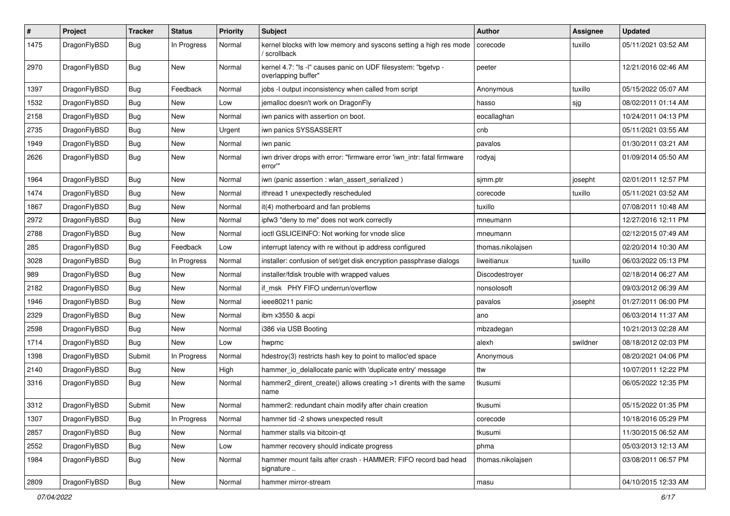| # | Project | Tracker | Status | Priority | Subject | Author | Assignee | Updated |
|---|---|---|---|---|---|---|---|---|
| 1475 | DragonFlyBSD | Bug | In Progress | Normal | kernel blocks with low memory and syscons setting a high res mode / scrollback | corecode | tuxillo | 05/11/2021 03:52 AM |
| 2970 | DragonFlyBSD | Bug | New | Normal | kernel 4.7: "ls -l" causes panic on UDF filesystem: "bgetvp - overlapping buffer" | peeter | | 12/21/2016 02:46 AM |
| 1397 | DragonFlyBSD | Bug | Feedback | Normal | jobs -l output inconsistency when called from script | Anonymous | tuxillo | 05/15/2022 05:07 AM |
| 1532 | DragonFlyBSD | Bug | New | Low | jemalloc doesn't work on DragonFly | hasso | sjg | 08/02/2011 01:14 AM |
| 2158 | DragonFlyBSD | Bug | New | Normal | iwn panics with assertion on boot. | eocallaghan | | 10/24/2011 04:13 PM |
| 2735 | DragonFlyBSD | Bug | New | Urgent | iwn panics SYSSASSERT | cnb | | 05/11/2021 03:55 AM |
| 1949 | DragonFlyBSD | Bug | New | Normal | iwn panic | pavalos | | 01/30/2011 03:21 AM |
| 2626 | DragonFlyBSD | Bug | New | Normal | iwn driver drops with error: "firmware error 'iwn_intr: fatal firmware error'" | rodyaj | | 01/09/2014 05:50 AM |
| 1964 | DragonFlyBSD | Bug | New | Normal | iwn (panic assertion : wlan_assert_serialized ) | sjmm.ptr | josepht | 02/01/2011 12:57 PM |
| 1474 | DragonFlyBSD | Bug | New | Normal | ithread 1 unexpectedly rescheduled | corecode | tuxillo | 05/11/2021 03:52 AM |
| 1867 | DragonFlyBSD | Bug | New | Normal | it(4) motherboard and fan problems | tuxillo | | 07/08/2011 10:48 AM |
| 2972 | DragonFlyBSD | Bug | New | Normal | ipfw3 "deny to me" does not work correctly | mneumann | | 12/27/2016 12:11 PM |
| 2788 | DragonFlyBSD | Bug | New | Normal | ioctl GSLICEINFO: Not working for vnode slice | mneumann | | 02/12/2015 07:49 AM |
| 285 | DragonFlyBSD | Bug | Feedback | Low | interrupt latency with re without ip address configured | thomas.nikolajsen | | 02/20/2014 10:30 AM |
| 3028 | DragonFlyBSD | Bug | In Progress | Normal | installer: confusion of set/get disk encryption passphrase dialogs | liweitianux | tuxillo | 06/03/2022 05:13 PM |
| 989 | DragonFlyBSD | Bug | New | Normal | installer/fdisk trouble with wrapped values | Discodestroyer | | 02/18/2014 06:27 AM |
| 2182 | DragonFlyBSD | Bug | New | Normal | if_msk PHY FIFO underrun/overflow | nonsolosoft | | 09/03/2012 06:39 AM |
| 1946 | DragonFlyBSD | Bug | New | Normal | ieee80211 panic | pavalos | josepht | 01/27/2011 06:00 PM |
| 2329 | DragonFlyBSD | Bug | New | Normal | ibm x3550 & acpi | ano | | 06/03/2014 11:37 AM |
| 2598 | DragonFlyBSD | Bug | New | Normal | i386 via USB Booting | mbzadegan | | 10/21/2013 02:28 AM |
| 1714 | DragonFlyBSD | Bug | New | Low | hwpmc | alexh | swildner | 08/18/2012 02:03 PM |
| 1398 | DragonFlyBSD | Submit | In Progress | Normal | hdestroy(3) restricts hash key to point to malloc'ed space | Anonymous | | 08/20/2021 04:06 PM |
| 2140 | DragonFlyBSD | Bug | New | High | hammer_io_delallocate panic with 'duplicate entry' message | ttw | | 10/07/2011 12:22 PM |
| 3316 | DragonFlyBSD | Bug | New | Normal | hammer2_dirent_create() allows creating >1 dirents with the same name | tkusumi | | 06/05/2022 12:35 PM |
| 3312 | DragonFlyBSD | Submit | New | Normal | hammer2: redundant chain modify after chain creation | tkusumi | | 05/15/2022 01:35 PM |
| 1307 | DragonFlyBSD | Bug | In Progress | Normal | hammer tid -2 shows unexpected result | corecode | | 10/18/2016 05:29 PM |
| 2857 | DragonFlyBSD | Bug | New | Normal | hammer stalls via bitcoin-qt | tkusumi | | 11/30/2015 06:52 AM |
| 2552 | DragonFlyBSD | Bug | New | Low | hammer recovery should indicate progress | phma | | 05/03/2013 12:13 AM |
| 1984 | DragonFlyBSD | Bug | New | Normal | hammer mount fails after crash - HAMMER: FIFO record bad head signature .. | thomas.nikolajsen | | 03/08/2011 06:57 PM |
| 2809 | DragonFlyBSD | Bug | New | Normal | hammer mirror-stream | masu | | 04/10/2015 12:33 AM |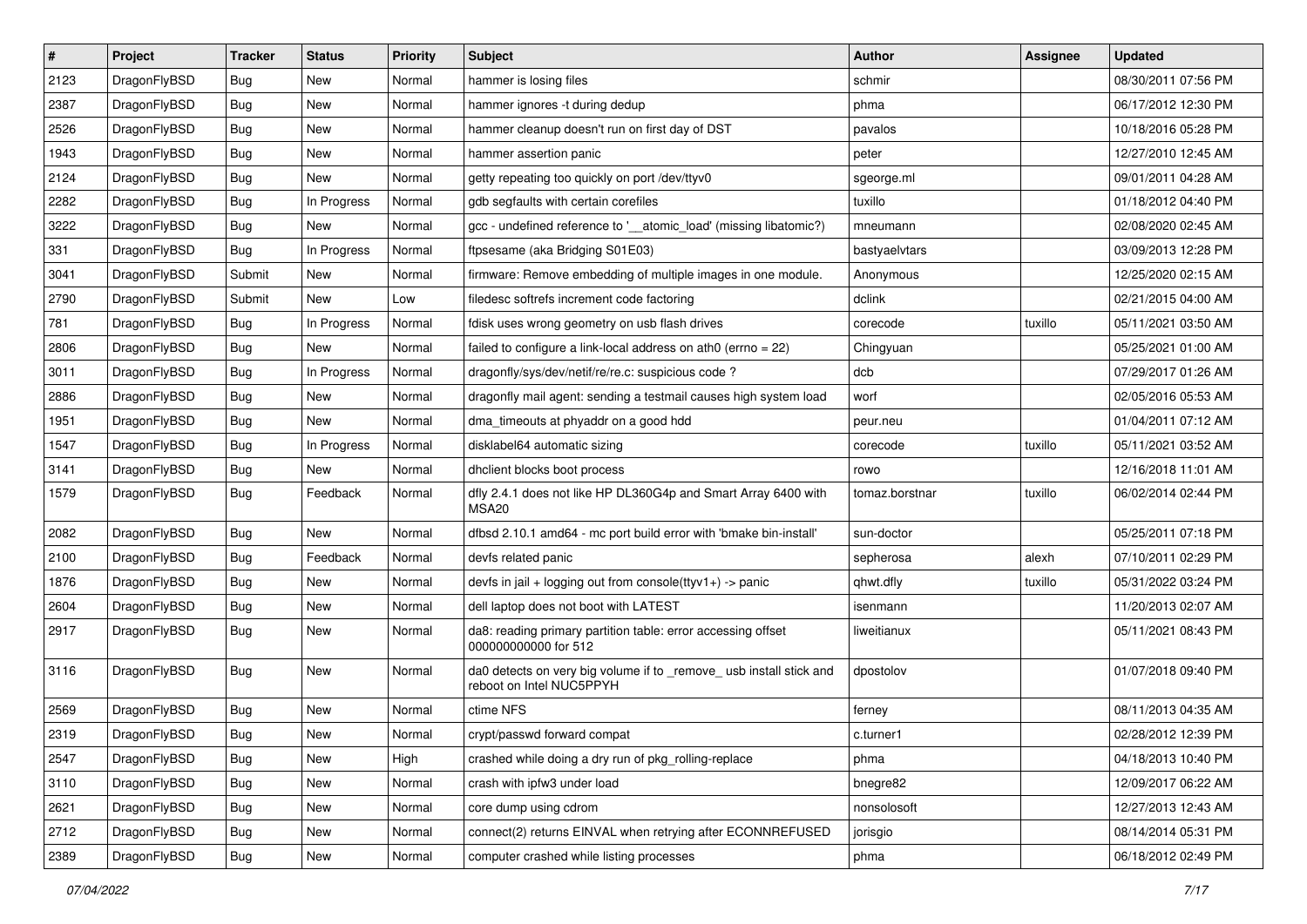| # | Project | Tracker | Status | Priority | Subject | Author | Assignee | Updated |
|---|---|---|---|---|---|---|---|---|
| 2123 | DragonFlyBSD | Bug | New | Normal | hammer is losing files | schmir | | 08/30/2011 07:56 PM |
| 2387 | DragonFlyBSD | Bug | New | Normal | hammer ignores -t during dedup | phma | | 06/17/2012 12:30 PM |
| 2526 | DragonFlyBSD | Bug | New | Normal | hammer cleanup doesn't run on first day of DST | pavalos | | 10/18/2016 05:28 PM |
| 1943 | DragonFlyBSD | Bug | New | Normal | hammer assertion panic | peter | | 12/27/2010 12:45 AM |
| 2124 | DragonFlyBSD | Bug | New | Normal | getty repeating too quickly on port /dev/ttyv0 | sgeorge.ml | | 09/01/2011 04:28 AM |
| 2282 | DragonFlyBSD | Bug | In Progress | Normal | gdb segfaults with certain corefiles | tuxillo | | 01/18/2012 04:40 PM |
| 3222 | DragonFlyBSD | Bug | New | Normal | gcc - undefined reference to '__atomic_load' (missing libatomic?) | mneumann | | 02/08/2020 02:45 AM |
| 331 | DragonFlyBSD | Bug | In Progress | Normal | ftpsesame (aka Bridging S01E03) | bastyaelvtars | | 03/09/2013 12:28 PM |
| 3041 | DragonFlyBSD | Submit | New | Normal | firmware: Remove embedding of multiple images in one module. | Anonymous | | 12/25/2020 02:15 AM |
| 2790 | DragonFlyBSD | Submit | New | Low | filedesc softrefs increment code factoring | dclink | | 02/21/2015 04:00 AM |
| 781 | DragonFlyBSD | Bug | In Progress | Normal | fdisk uses wrong geometry on usb flash drives | corecode | tuxillo | 05/11/2021 03:50 AM |
| 2806 | DragonFlyBSD | Bug | New | Normal | failed to configure a link-local address on ath0 (errno = 22) | Chingyuan | | 05/25/2021 01:00 AM |
| 3011 | DragonFlyBSD | Bug | In Progress | Normal | dragonfly/sys/dev/netif/re/re.c: suspicious code ? | dcb | | 07/29/2017 01:26 AM |
| 2886 | DragonFlyBSD | Bug | New | Normal | dragonfly mail agent: sending a testmail causes high system load | worf | | 02/05/2016 05:53 AM |
| 1951 | DragonFlyBSD | Bug | New | Normal | dma_timeouts at phyaddr on a good hdd | peur.neu | | 01/04/2011 07:12 AM |
| 1547 | DragonFlyBSD | Bug | In Progress | Normal | disklabel64 automatic sizing | corecode | tuxillo | 05/11/2021 03:52 AM |
| 3141 | DragonFlyBSD | Bug | New | Normal | dhclient blocks boot process | rowo | | 12/16/2018 11:01 AM |
| 1579 | DragonFlyBSD | Bug | Feedback | Normal | dfly 2.4.1 does not like HP DL360G4p and Smart Array 6400 with MSA20 | tomaz.borstnar | tuxillo | 06/02/2014 02:44 PM |
| 2082 | DragonFlyBSD | Bug | New | Normal | dfbsd 2.10.1 amd64 - mc port build error with 'bmake bin-install' | sun-doctor | | 05/25/2011 07:18 PM |
| 2100 | DragonFlyBSD | Bug | Feedback | Normal | devfs related panic | sepherosa | alexh | 07/10/2011 02:29 PM |
| 1876 | DragonFlyBSD | Bug | New | Normal | devfs in jail + logging out from console(ttyv1+) -> panic | qhwt.dfly | tuxillo | 05/31/2022 03:24 PM |
| 2604 | DragonFlyBSD | Bug | New | Normal | dell laptop does not boot with LATEST | isenmann | | 11/20/2013 02:07 AM |
| 2917 | DragonFlyBSD | Bug | New | Normal | da8: reading primary partition table: error accessing offset 000000000000 for 512 | liweitianux | | 05/11/2021 08:43 PM |
| 3116 | DragonFlyBSD | Bug | New | Normal | da0 detects on very big volume if to _remove_ usb install stick and reboot on Intel NUC5PPYH | dpostolov | | 01/07/2018 09:40 PM |
| 2569 | DragonFlyBSD | Bug | New | Normal | ctime NFS | ferney | | 08/11/2013 04:35 AM |
| 2319 | DragonFlyBSD | Bug | New | Normal | crypt/passwd forward compat | c.turner1 | | 02/28/2012 12:39 PM |
| 2547 | DragonFlyBSD | Bug | New | High | crashed while doing a dry run of pkg_rolling-replace | phma | | 04/18/2013 10:40 PM |
| 3110 | DragonFlyBSD | Bug | New | Normal | crash with ipfw3 under load | bnegre82 | | 12/09/2017 06:22 AM |
| 2621 | DragonFlyBSD | Bug | New | Normal | core dump using cdrom | nonsolosoft | | 12/27/2013 12:43 AM |
| 2712 | DragonFlyBSD | Bug | New | Normal | connect(2) returns EINVAL when retrying after ECONNREFUSED | jorisgio | | 08/14/2014 05:31 PM |
| 2389 | DragonFlyBSD | Bug | New | Normal | computer crashed while listing processes | phma | | 06/18/2012 02:49 PM |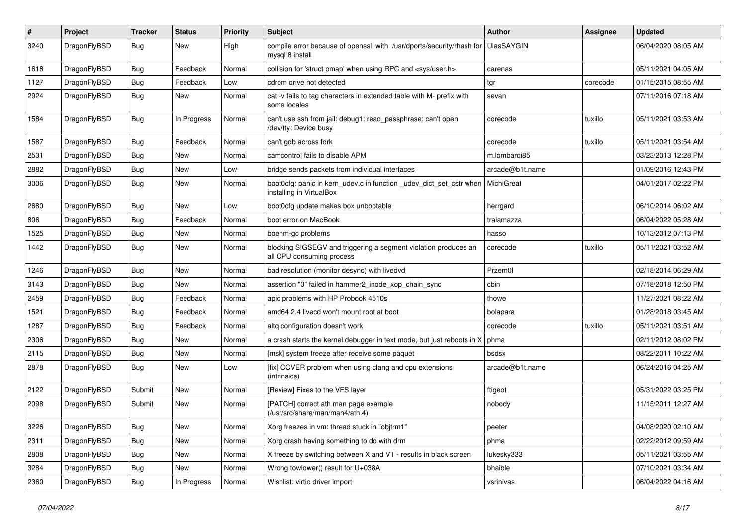| # | Project | Tracker | Status | Priority | Subject | Author | Assignee | Updated |
|---|---|---|---|---|---|---|---|---|
| 3240 | DragonFlyBSD | Bug | New | High | compile error because of openssl with /usr/dports/security/rhash for mysql 8 install | UlasSAYGIN | | 06/04/2020 08:05 AM |
| 1618 | DragonFlyBSD | Bug | Feedback | Normal | collision for 'struct pmap' when using RPC and <sys/user.h> | carenas | | 05/11/2021 04:05 AM |
| 1127 | DragonFlyBSD | Bug | Feedback | Low | cdrom drive not detected | tgr | corecode | 01/15/2015 08:55 AM |
| 2924 | DragonFlyBSD | Bug | New | Normal | cat -v fails to tag characters in extended table with M- prefix with some locales | sevan | | 07/11/2016 07:18 AM |
| 1584 | DragonFlyBSD | Bug | In Progress | Normal | can't use ssh from jail: debug1: read_passphrase: can't open /dev/tty: Device busy | corecode | tuxillo | 05/11/2021 03:53 AM |
| 1587 | DragonFlyBSD | Bug | Feedback | Normal | can't gdb across fork | corecode | tuxillo | 05/11/2021 03:54 AM |
| 2531 | DragonFlyBSD | Bug | New | Normal | camcontrol fails to disable APM | m.lombardi85 | | 03/23/2013 12:28 PM |
| 2882 | DragonFlyBSD | Bug | New | Low | bridge sends packets from individual interfaces | arcade@b1t.name | | 01/09/2016 12:43 PM |
| 3006 | DragonFlyBSD | Bug | New | Normal | boot0cfg: panic in kern_udev.c in function _udev_dict_set_cstr when installing in VirtualBox | MichiGreat | | 04/01/2017 02:22 PM |
| 2680 | DragonFlyBSD | Bug | New | Low | boot0cfg update makes box unbootable | herrgard | | 06/10/2014 06:02 AM |
| 806 | DragonFlyBSD | Bug | Feedback | Normal | boot error on MacBook | tralamazza | | 06/04/2022 05:28 AM |
| 1525 | DragonFlyBSD | Bug | New | Normal | boehm-gc problems | hasso | | 10/13/2012 07:13 PM |
| 1442 | DragonFlyBSD | Bug | New | Normal | blocking SIGSEGV and triggering a segment violation produces an all CPU consuming process | corecode | tuxillo | 05/11/2021 03:52 AM |
| 1246 | DragonFlyBSD | Bug | New | Normal | bad resolution (monitor desync) with livedvd | Przem0l | | 02/18/2014 06:29 AM |
| 3143 | DragonFlyBSD | Bug | New | Normal | assertion "0" failed in hammer2_inode_xop_chain_sync | cbin | | 07/18/2018 12:50 PM |
| 2459 | DragonFlyBSD | Bug | Feedback | Normal | apic problems with HP Probook 4510s | thowe | | 11/27/2021 08:22 AM |
| 1521 | DragonFlyBSD | Bug | Feedback | Normal | amd64 2.4 livecd won't mount root at boot | bolapara | | 01/28/2018 03:45 AM |
| 1287 | DragonFlyBSD | Bug | Feedback | Normal | altq configuration doesn't work | corecode | tuxillo | 05/11/2021 03:51 AM |
| 2306 | DragonFlyBSD | Bug | New | Normal | a crash starts the kernel debugger in text mode, but just reboots in X | phma | | 02/11/2012 08:02 PM |
| 2115 | DragonFlyBSD | Bug | New | Normal | [msk] system freeze after receive some paquet | bsdsx | | 08/22/2011 10:22 AM |
| 2878 | DragonFlyBSD | Bug | New | Low | [fix] CCVER problem when using clang and cpu extensions (intrinsics) | arcade@b1t.name | | 06/24/2016 04:25 AM |
| 2122 | DragonFlyBSD | Submit | New | Normal | [Review] Fixes to the VFS layer | ftigeot | | 05/31/2022 03:25 PM |
| 2098 | DragonFlyBSD | Submit | New | Normal | [PATCH] correct ath man page example (/usr/src/share/man/man4/ath.4) | nobody | | 11/15/2011 12:27 AM |
| 3226 | DragonFlyBSD | Bug | New | Normal | Xorg freezes in vm: thread stuck in "objtrm1" | peeter | | 04/08/2020 02:10 AM |
| 2311 | DragonFlyBSD | Bug | New | Normal | Xorg crash having something to do with drm | phma | | 02/22/2012 09:59 AM |
| 2808 | DragonFlyBSD | Bug | New | Normal | X freeze by switching between X and VT - results in black screen | lukesky333 | | 05/11/2021 03:55 AM |
| 3284 | DragonFlyBSD | Bug | New | Normal | Wrong towlower() result for U+038A | bhaible | | 07/10/2021 03:34 AM |
| 2360 | DragonFlyBSD | Bug | In Progress | Normal | Wishlist: virtio driver import | vsrinivas | | 06/04/2022 04:16 AM |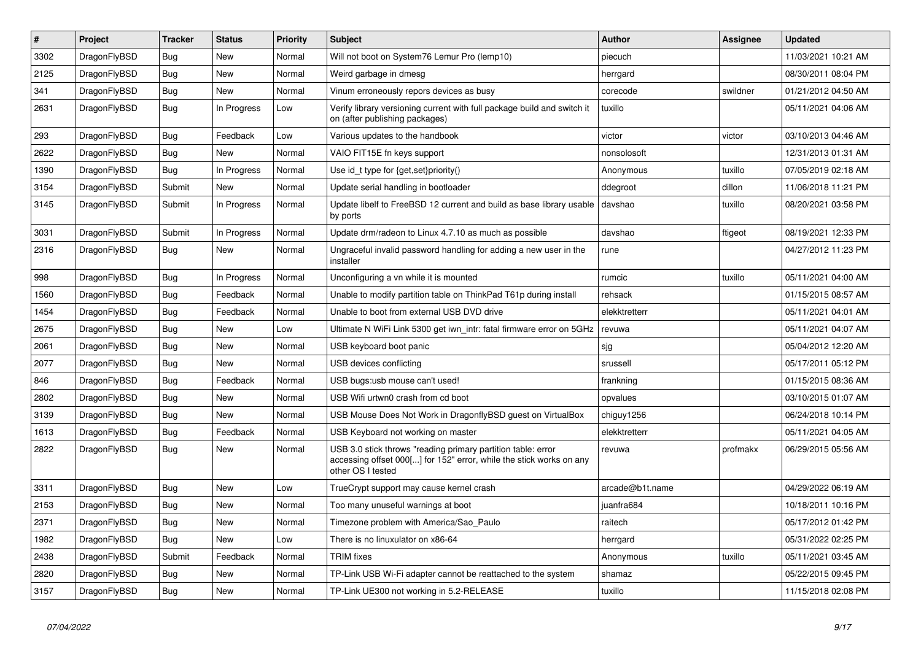| # | Project | Tracker | Status | Priority | Subject | Author | Assignee | Updated |
|---|---|---|---|---|---|---|---|---|
| 3302 | DragonFlyBSD | Bug | New | Normal | Will not boot on System76 Lemur Pro (lemp10) | piecuch | | 11/03/2021 10:21 AM |
| 2125 | DragonFlyBSD | Bug | New | Normal | Weird garbage in dmesg | herrgard | | 08/30/2011 08:04 PM |
| 341 | DragonFlyBSD | Bug | New | Normal | Vinum erroneously repors devices as busy | corecode | swildner | 01/21/2012 04:50 AM |
| 2631 | DragonFlyBSD | Bug | In Progress | Low | Verify library versioning current with full package build and switch it on (after publishing packages) | tuxillo | | 05/11/2021 04:06 AM |
| 293 | DragonFlyBSD | Bug | Feedback | Low | Various updates to the handbook | victor | victor | 03/10/2013 04:46 AM |
| 2622 | DragonFlyBSD | Bug | New | Normal | VAIO FIT15E fn keys support | nonsolosoft | | 12/31/2013 01:31 AM |
| 1390 | DragonFlyBSD | Bug | In Progress | Normal | Use id_t type for {get,set}priority() | Anonymous | tuxillo | 07/05/2019 02:18 AM |
| 3154 | DragonFlyBSD | Submit | New | Normal | Update serial handling in bootloader | ddegroot | dillon | 11/06/2018 11:21 PM |
| 3145 | DragonFlyBSD | Submit | In Progress | Normal | Update libelf to FreeBSD 12 current and build as base library usable by ports | davshao | tuxillo | 08/20/2021 03:58 PM |
| 3031 | DragonFlyBSD | Submit | In Progress | Normal | Update drm/radeon to Linux 4.7.10 as much as possible | davshao | ftigeot | 08/19/2021 12:33 PM |
| 2316 | DragonFlyBSD | Bug | New | Normal | Ungraceful invalid password handling for adding a new user in the installer | rune | | 04/27/2012 11:23 PM |
| 998 | DragonFlyBSD | Bug | In Progress | Normal | Unconfiguring a vn while it is mounted | rumcic | tuxillo | 05/11/2021 04:00 AM |
| 1560 | DragonFlyBSD | Bug | Feedback | Normal | Unable to modify partition table on ThinkPad T61p during install | rehsack | | 01/15/2015 08:57 AM |
| 1454 | DragonFlyBSD | Bug | Feedback | Normal | Unable to boot from external USB DVD drive | elekktretterr | | 05/11/2021 04:01 AM |
| 2675 | DragonFlyBSD | Bug | New | Low | Ultimate N WiFi Link 5300 get iwn_intr: fatal firmware error on 5GHz | revuwa | | 05/11/2021 04:07 AM |
| 2061 | DragonFlyBSD | Bug | New | Normal | USB keyboard boot panic | sjg | | 05/04/2012 12:20 AM |
| 2077 | DragonFlyBSD | Bug | New | Normal | USB devices conflicting | srussell | | 05/17/2011 05:12 PM |
| 846 | DragonFlyBSD | Bug | Feedback | Normal | USB bugs:usb mouse can't used! | frankning | | 01/15/2015 08:36 AM |
| 2802 | DragonFlyBSD | Bug | New | Normal | USB Wifi urtwn0 crash from cd boot | opvalues | | 03/10/2015 01:07 AM |
| 3139 | DragonFlyBSD | Bug | New | Normal | USB Mouse Does Not Work in DragonflyBSD guest on VirtualBox | chiguy1256 | | 06/24/2018 10:14 PM |
| 1613 | DragonFlyBSD | Bug | Feedback | Normal | USB Keyboard not working on master | elekktretterr | | 05/11/2021 04:05 AM |
| 2822 | DragonFlyBSD | Bug | New | Normal | USB 3.0 stick throws "reading primary partition table: error accessing offset 000[...] for 152" error, while the stick works on any other OS I tested | revuwa | profmakx | 06/29/2015 05:56 AM |
| 3311 | DragonFlyBSD | Bug | New | Low | TrueCrypt support may cause kernel crash | arcade@b1t.name | | 04/29/2022 06:19 AM |
| 2153 | DragonFlyBSD | Bug | New | Normal | Too many unuseful warnings at boot | juanfra684 | | 10/18/2011 10:16 PM |
| 2371 | DragonFlyBSD | Bug | New | Normal | Timezone problem with America/Sao_Paulo | raitech | | 05/17/2012 01:42 PM |
| 1982 | DragonFlyBSD | Bug | New | Low | There is no linuxulator on x86-64 | herrgard | | 05/31/2022 02:25 PM |
| 2438 | DragonFlyBSD | Submit | Feedback | Normal | TRIM fixes | Anonymous | tuxillo | 05/11/2021 03:45 AM |
| 2820 | DragonFlyBSD | Bug | New | Normal | TP-Link USB Wi-Fi adapter cannot be reattached to the system | shamaz | | 05/22/2015 09:45 PM |
| 3157 | DragonFlyBSD | Bug | New | Normal | TP-Link UE300 not working in 5.2-RELEASE | tuxillo | | 11/15/2018 02:08 PM |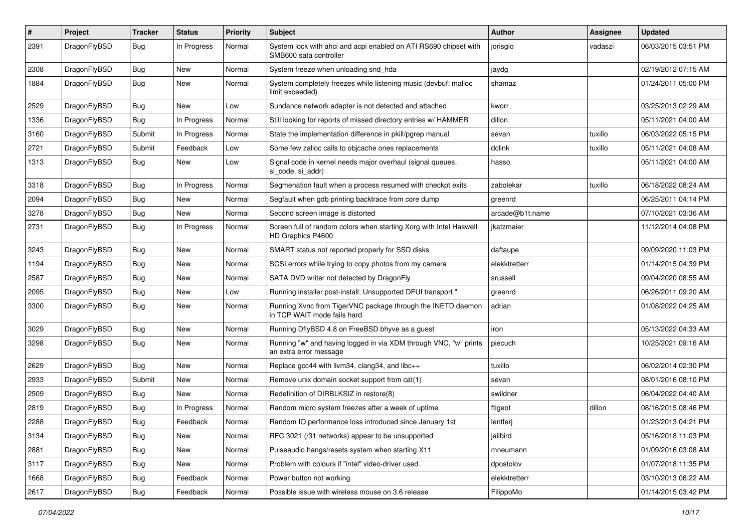| # | Project | Tracker | Status | Priority | Subject | Author | Assignee | Updated |
|---|---|---|---|---|---|---|---|---|
| 2391 | DragonFlyBSD | Bug | In Progress | Normal | System lock with ahci and acpi enabled on ATI RS690 chipset with SMB600 sata controller | jorisgio | vadaszi | 06/03/2015 03:51 PM |
| 2308 | DragonFlyBSD | Bug | New | Normal | System freeze when unloading snd_hda | jaydg | | 02/19/2012 07:15 AM |
| 1884 | DragonFlyBSD | Bug | New | Normal | System completely freezes while listening music (devbuf: malloc limit exceeded) | shamaz | | 01/24/2011 05:00 PM |
| 2529 | DragonFlyBSD | Bug | New | Low | Sundance network adapter is not detected and attached | kworr | | 03/25/2013 02:29 AM |
| 1336 | DragonFlyBSD | Bug | In Progress | Normal | Still looking for reports of missed directory entries w/ HAMMER | dillon | | 05/11/2021 04:00 AM |
| 3160 | DragonFlyBSD | Submit | In Progress | Normal | State the implementation difference in pkill/pgrep manual | sevan | tuxillo | 06/03/2022 05:15 PM |
| 2721 | DragonFlyBSD | Submit | Feedback | Low | Some few zalloc calls to objcache ones replacements | dclink | tuxillo | 05/11/2021 04:08 AM |
| 1313 | DragonFlyBSD | Bug | New | Low | Signal code in kernel needs major overhaul (signal queues, si_code, si_addr) | hasso | | 05/11/2021 04:00 AM |
| 3318 | DragonFlyBSD | Bug | In Progress | Normal | Segmenation fault when a process resumed with checkpt exits | zabolekar | tuxillo | 06/18/2022 08:24 AM |
| 2094 | DragonFlyBSD | Bug | New | Normal | Segfault when gdb printing backtrace from core dump | greenrd | | 06/25/2011 04:14 PM |
| 3278 | DragonFlyBSD | Bug | New | Normal | Second screen image is distorted | arcade@b1t.name | | 07/10/2021 03:36 AM |
| 2731 | DragonFlyBSD | Bug | In Progress | Normal | Screen full of random colors when starting Xorg with Intel Haswell HD Graphics P4600 | jkatzmaier | | 11/12/2014 04:08 PM |
| 3243 | DragonFlyBSD | Bug | New | Normal | SMART status not reported properly for SSD disks | daftaupe | | 09/09/2020 11:03 PM |
| 1194 | DragonFlyBSD | Bug | New | Normal | SCSI errors while trying to copy photos from my camera | elekktretterr | | 01/14/2015 04:39 PM |
| 2587 | DragonFlyBSD | Bug | New | Normal | SATA DVD writer not detected by DragonFly | srussell | | 09/04/2020 08:55 AM |
| 2095 | DragonFlyBSD | Bug | New | Low | Running installer post-install: Unsupported DFUI transport " | greenrd | | 06/26/2011 09:20 AM |
| 3300 | DragonFlyBSD | Bug | New | Normal | Running Xvnc from TigerVNC package through the INETD daemon in TCP WAIT mode fails hard | adrian | | 01/08/2022 04:25 AM |
| 3029 | DragonFlyBSD | Bug | New | Normal | Running DflyBSD 4.8 on FreeBSD bhyve as a guest | iron | | 05/13/2022 04:33 AM |
| 3298 | DragonFlyBSD | Bug | New | Normal | Running "w" and having logged in via XDM through VNC, "w" prints an extra error message | piecuch | | 10/25/2021 09:16 AM |
| 2629 | DragonFlyBSD | Bug | New | Normal | Replace gcc44 with llvm34, clang34, and libc++ | tuxillo | | 06/02/2014 02:30 PM |
| 2933 | DragonFlyBSD | Submit | New | Normal | Remove unix domain socket support from cat(1) | sevan | | 08/01/2016 08:10 PM |
| 2509 | DragonFlyBSD | Bug | New | Normal | Redefinition of DIRBLKSIZ in restore(8) | swildner | | 06/04/2022 04:40 AM |
| 2819 | DragonFlyBSD | Bug | In Progress | Normal | Random micro system freezes after a week of uptime | ftigeot | dillon | 08/16/2015 08:46 PM |
| 2288 | DragonFlyBSD | Bug | Feedback | Normal | Random IO performance loss introduced since January 1st | lentferj | | 01/23/2013 04:21 PM |
| 3134 | DragonFlyBSD | Bug | New | Normal | RFC 3021 (/31 networks) appear to be unsupported | jailbird | | 05/16/2018 11:03 PM |
| 2881 | DragonFlyBSD | Bug | New | Normal | Pulseaudio hangs/resets system when starting X11 | mneumann | | 01/09/2016 03:08 AM |
| 3117 | DragonFlyBSD | Bug | New | Normal | Problem with colours if "intel" video-driver used | dpostolov | | 01/07/2018 11:35 PM |
| 1668 | DragonFlyBSD | Bug | Feedback | Normal | Power button not working | elekktretterr | | 03/10/2013 06:22 AM |
| 2617 | DragonFlyBSD | Bug | Feedback | Normal | Possible issue with wireless mouse on 3.6 release | FilippoMo | | 01/14/2015 03:42 PM |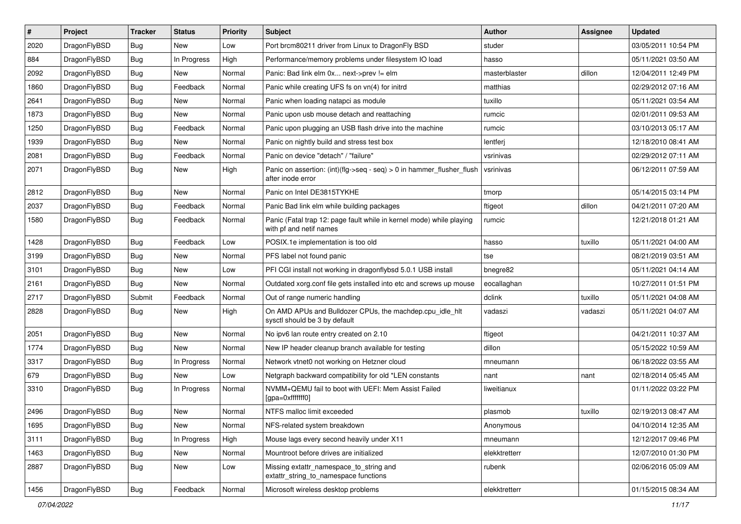| # | Project | Tracker | Status | Priority | Subject | Author | Assignee | Updated |
|---|---|---|---|---|---|---|---|---|
| 2020 | DragonFlyBSD | Bug | New | Low | Port brcm80211 driver from Linux to DragonFly BSD | studer | | 03/05/2011 10:54 PM |
| 884 | DragonFlyBSD | Bug | In Progress | High | Performance/memory problems under filesystem IO load | hasso | | 05/11/2021 03:50 AM |
| 2092 | DragonFlyBSD | Bug | New | Normal | Panic: Bad link elm 0x... next->prev != elm | masterblaster | dillon | 12/04/2011 12:49 PM |
| 1860 | DragonFlyBSD | Bug | Feedback | Normal | Panic while creating UFS fs on vn(4) for initrd | matthias | | 02/29/2012 07:16 AM |
| 2641 | DragonFlyBSD | Bug | New | Normal | Panic when loading natapci as module | tuxillo | | 05/11/2021 03:54 AM |
| 1873 | DragonFlyBSD | Bug | New | Normal | Panic upon usb mouse detach and reattaching | rumcic | | 02/01/2011 09:53 AM |
| 1250 | DragonFlyBSD | Bug | Feedback | Normal | Panic upon plugging an USB flash drive into the machine | rumcic | | 03/10/2013 05:17 AM |
| 1939 | DragonFlyBSD | Bug | New | Normal | Panic on nightly build and stress test box | lentferj | | 12/18/2010 08:41 AM |
| 2081 | DragonFlyBSD | Bug | Feedback | Normal | Panic on device "detach" / "failure" | vsrinivas | | 02/29/2012 07:11 AM |
| 2071 | DragonFlyBSD | Bug | New | High | Panic on assertion: (int)(flg->seq - seq) > 0 in hammer_flusher_flush after inode error | vsrinivas | | 06/12/2011 07:59 AM |
| 2812 | DragonFlyBSD | Bug | New | Normal | Panic on Intel DE3815TYKHE | tmorp | | 05/14/2015 03:14 PM |
| 2037 | DragonFlyBSD | Bug | Feedback | Normal | Panic Bad link elm while building packages | ftigeot | dillon | 04/21/2011 07:20 AM |
| 1580 | DragonFlyBSD | Bug | Feedback | Normal | Panic (Fatal trap 12: page fault while in kernel mode) while playing with pf and netif names | rumcic | | 12/21/2018 01:21 AM |
| 1428 | DragonFlyBSD | Bug | Feedback | Low | POSIX.1e implementation is too old | hasso | tuxillo | 05/11/2021 04:00 AM |
| 3199 | DragonFlyBSD | Bug | New | Normal | PFS label not found panic | tse | | 08/21/2019 03:51 AM |
| 3101 | DragonFlyBSD | Bug | New | Low | PFI CGI install not working in dragonflybsd 5.0.1 USB install | bnegre82 | | 05/11/2021 04:14 AM |
| 2161 | DragonFlyBSD | Bug | New | Normal | Outdated xorg.conf file gets installed into etc and screws up mouse | eocallaghan | | 10/27/2011 01:51 PM |
| 2717 | DragonFlyBSD | Submit | Feedback | Normal | Out of range numeric handling | dclink | tuxillo | 05/11/2021 04:08 AM |
| 2828 | DragonFlyBSD | Bug | New | High | On AMD APUs and Bulldozer CPUs, the machdep.cpu_idle_hlt sysctl should be 3 by default | vadaszi | vadaszi | 05/11/2021 04:07 AM |
| 2051 | DragonFlyBSD | Bug | New | Normal | No ipv6 lan route entry created on 2.10 | ftigeot | | 04/21/2011 10:37 AM |
| 1774 | DragonFlyBSD | Bug | New | Normal | New IP header cleanup branch available for testing | dillon | | 05/15/2022 10:59 AM |
| 3317 | DragonFlyBSD | Bug | In Progress | Normal | Network vtnet0 not working on Hetzner cloud | mneumann | | 06/18/2022 03:55 AM |
| 679 | DragonFlyBSD | Bug | New | Low | Netgraph backward compatibility for old *LEN constants | nant | nant | 02/18/2014 05:45 AM |
| 3310 | DragonFlyBSD | Bug | In Progress | Normal | NVMM+QEMU fail to boot with UEFI: Mem Assist Failed [gpa=0xfffffff0] | liweitianux | | 01/11/2022 03:22 PM |
| 2496 | DragonFlyBSD | Bug | New | Normal | NTFS malloc limit exceeded | plasmob | tuxillo | 02/19/2013 08:47 AM |
| 1695 | DragonFlyBSD | Bug | New | Normal | NFS-related system breakdown | Anonymous | | 04/10/2014 12:35 AM |
| 3111 | DragonFlyBSD | Bug | In Progress | High | Mouse lags every second heavily under X11 | mneumann | | 12/12/2017 09:46 PM |
| 1463 | DragonFlyBSD | Bug | New | Normal | Mountroot before drives are initialized | elekktretterr | | 12/07/2010 01:30 PM |
| 2887 | DragonFlyBSD | Bug | New | Low | Missing extattr_namespace_to_string and extattr_string_to_namespace functions | rubenk | | 02/06/2016 05:09 AM |
| 1456 | DragonFlyBSD | Bug | Feedback | Normal | Microsoft wireless desktop problems | elekktretterr | | 01/15/2015 08:34 AM |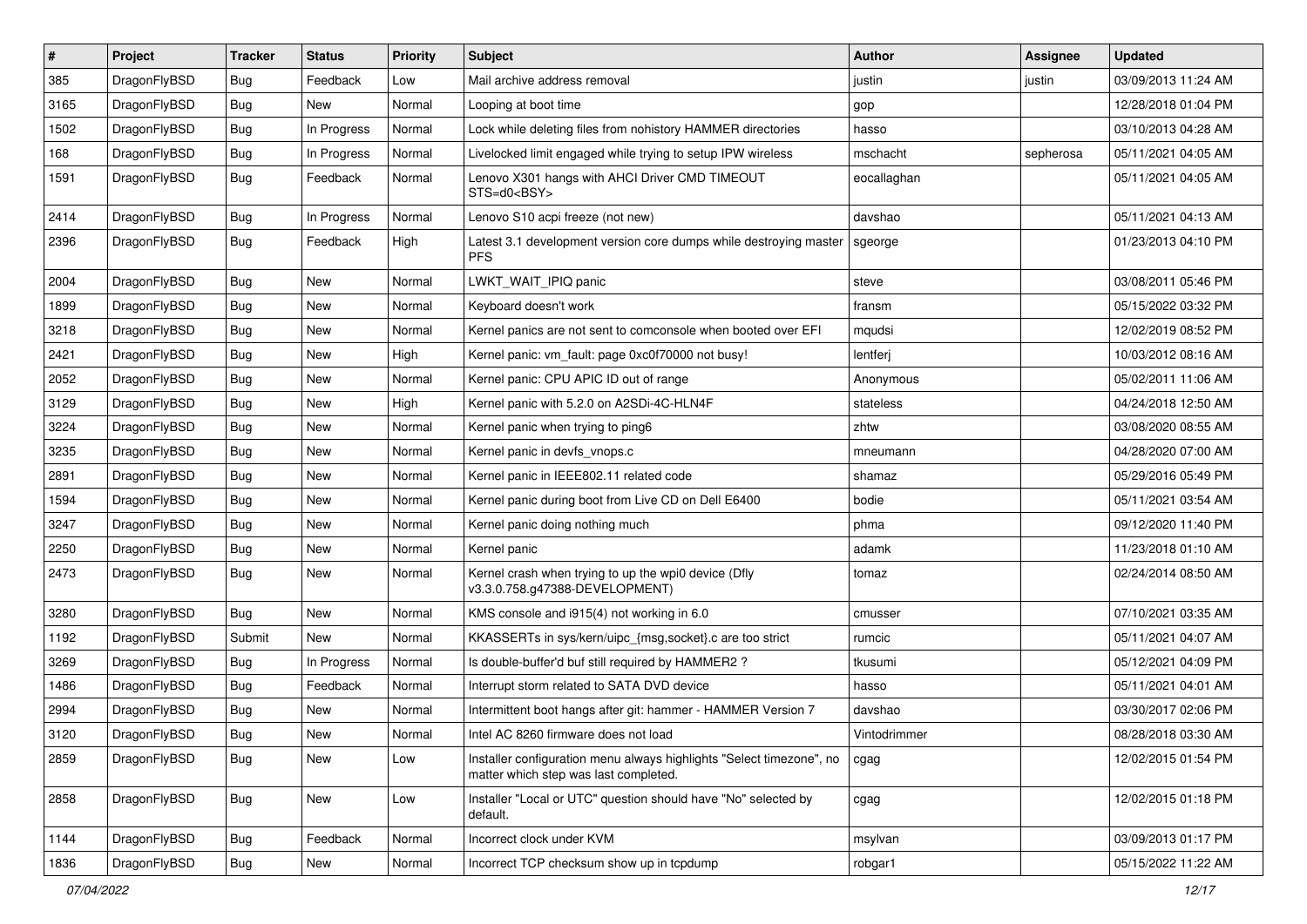| # | Project | Tracker | Status | Priority | Subject | Author | Assignee | Updated |
|---|---|---|---|---|---|---|---|---|
| 385 | DragonFlyBSD | Bug | Feedback | Low | Mail archive address removal | justin | justin | 03/09/2013 11:24 AM |
| 3165 | DragonFlyBSD | Bug | New | Normal | Looping at boot time | gop | | 12/28/2018 01:04 PM |
| 1502 | DragonFlyBSD | Bug | In Progress | Normal | Lock while deleting files from nohistory HAMMER directories | hasso | | 03/10/2013 04:28 AM |
| 168 | DragonFlyBSD | Bug | In Progress | Normal | Livelocked limit engaged while trying to setup IPW wireless | mschacht | sepherosa | 05/11/2021 04:05 AM |
| 1591 | DragonFlyBSD | Bug | Feedback | Normal | Lenovo X301 hangs with AHCI Driver CMD TIMEOUT STS=d0<BSY> | eocallaghan | | 05/11/2021 04:05 AM |
| 2414 | DragonFlyBSD | Bug | In Progress | Normal | Lenovo S10 acpi freeze (not new) | davshao | | 05/11/2021 04:13 AM |
| 2396 | DragonFlyBSD | Bug | Feedback | High | Latest 3.1 development version core dumps while destroying master PFS | sgeorge | | 01/23/2013 04:10 PM |
| 2004 | DragonFlyBSD | Bug | New | Normal | LWKT_WAIT_IPIQ panic | steve | | 03/08/2011 05:46 PM |
| 1899 | DragonFlyBSD | Bug | New | Normal | Keyboard doesn't work | fransm | | 05/15/2022 03:32 PM |
| 3218 | DragonFlyBSD | Bug | New | Normal | Kernel panics are not sent to comconsole when booted over EFI | mqudsi | | 12/02/2019 08:52 PM |
| 2421 | DragonFlyBSD | Bug | New | High | Kernel panic: vm_fault: page 0xc0f70000 not busy! | lentferj | | 10/03/2012 08:16 AM |
| 2052 | DragonFlyBSD | Bug | New | Normal | Kernel panic: CPU APIC ID out of range | Anonymous | | 05/02/2011 11:06 AM |
| 3129 | DragonFlyBSD | Bug | New | High | Kernel panic with 5.2.0 on A2SDi-4C-HLN4F | stateless | | 04/24/2018 12:50 AM |
| 3224 | DragonFlyBSD | Bug | New | Normal | Kernel panic when trying to ping6 | zhtw | | 03/08/2020 08:55 AM |
| 3235 | DragonFlyBSD | Bug | New | Normal | Kernel panic in devfs_vnops.c | mneumann | | 04/28/2020 07:00 AM |
| 2891 | DragonFlyBSD | Bug | New | Normal | Kernel panic in IEEE802.11 related code | shamaz | | 05/29/2016 05:49 PM |
| 1594 | DragonFlyBSD | Bug | New | Normal | Kernel panic during boot from Live CD on Dell E6400 | bodie | | 05/11/2021 03:54 AM |
| 3247 | DragonFlyBSD | Bug | New | Normal | Kernel panic doing nothing much | phma | | 09/12/2020 11:40 PM |
| 2250 | DragonFlyBSD | Bug | New | Normal | Kernel panic | adamk | | 11/23/2018 01:10 AM |
| 2473 | DragonFlyBSD | Bug | New | Normal | Kernel crash when trying to up the wpi0 device (Dfly v3.3.0.758.g47388-DEVELOPMENT) | tomaz | | 02/24/2014 08:50 AM |
| 3280 | DragonFlyBSD | Bug | New | Normal | KMS console and i915(4) not working in 6.0 | cmusser | | 07/10/2021 03:35 AM |
| 1192 | DragonFlyBSD | Submit | New | Normal | KKASSERTs in sys/kern/uipc_{msg,socket}.c are too strict | rumcic | | 05/11/2021 04:07 AM |
| 3269 | DragonFlyBSD | Bug | In Progress | Normal | Is double-buffer'd buf still required by HAMMER2 ? | tkusumi | | 05/12/2021 04:09 PM |
| 1486 | DragonFlyBSD | Bug | Feedback | Normal | Interrupt storm related to SATA DVD device | hasso | | 05/11/2021 04:01 AM |
| 2994 | DragonFlyBSD | Bug | New | Normal | Intermittent boot hangs after git: hammer - HAMMER Version 7 | davshao | | 03/30/2017 02:06 PM |
| 3120 | DragonFlyBSD | Bug | New | Normal | Intel AC 8260 firmware does not load | Vintodrimmer | | 08/28/2018 03:30 AM |
| 2859 | DragonFlyBSD | Bug | New | Low | Installer configuration menu always highlights "Select timezone", no matter which step was last completed. | cgag | | 12/02/2015 01:54 PM |
| 2858 | DragonFlyBSD | Bug | New | Low | Installer "Local or UTC" question should have "No" selected by default. | cgag | | 12/02/2015 01:18 PM |
| 1144 | DragonFlyBSD | Bug | Feedback | Normal | Incorrect clock under KVM | msylvan | | 03/09/2013 01:17 PM |
| 1836 | DragonFlyBSD | Bug | New | Normal | Incorrect TCP checksum show up in tcpdump | robgar1 | | 05/15/2022 11:22 AM |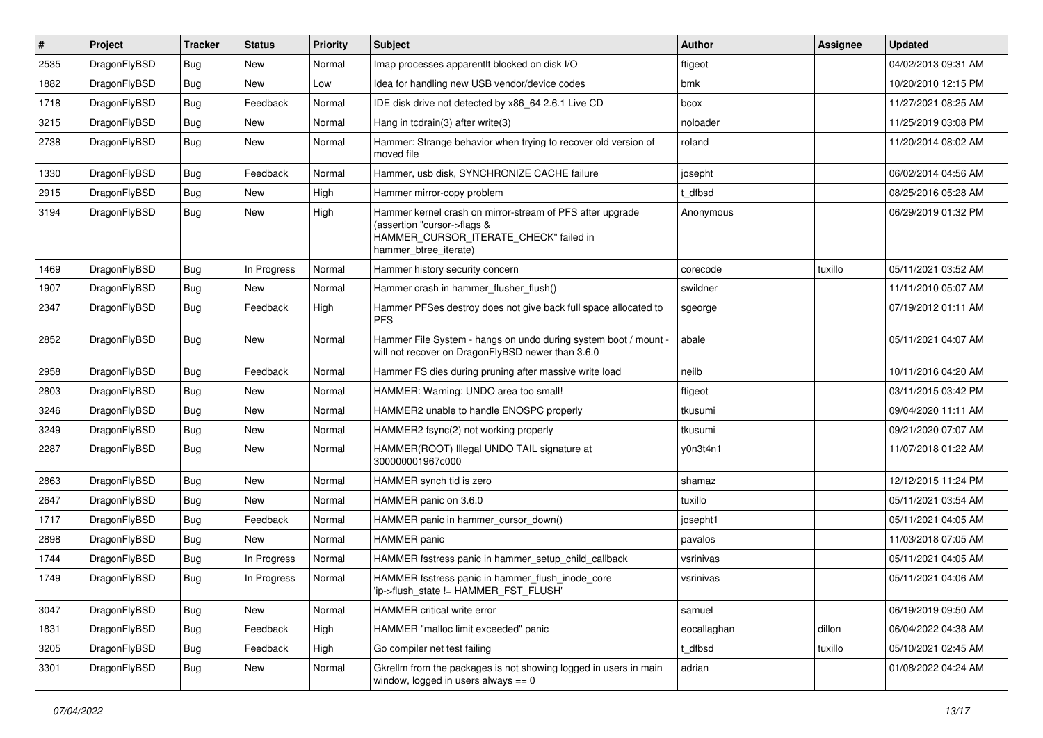| # | Project | Tracker | Status | Priority | Subject | Author | Assignee | Updated |
|---|---|---|---|---|---|---|---|---|
| 2535 | DragonFlyBSD | Bug | New | Normal | Imap processes apparentlt blocked on disk I/O | ftigeot | | 04/02/2013 09:31 AM |
| 1882 | DragonFlyBSD | Bug | New | Low | Idea for handling new USB vendor/device codes | bmk | | 10/20/2010 12:15 PM |
| 1718 | DragonFlyBSD | Bug | Feedback | Normal | IDE disk drive not detected by x86_64 2.6.1 Live CD | bcox | | 11/27/2021 08:25 AM |
| 3215 | DragonFlyBSD | Bug | New | Normal | Hang in tcdrain(3) after write(3) | noloader | | 11/25/2019 03:08 PM |
| 2738 | DragonFlyBSD | Bug | New | Normal | Hammer: Strange behavior when trying to recover old version of moved file | roland | | 11/20/2014 08:02 AM |
| 1330 | DragonFlyBSD | Bug | Feedback | Normal | Hammer, usb disk, SYNCHRONIZE CACHE failure | josepht | | 06/02/2014 04:56 AM |
| 2915 | DragonFlyBSD | Bug | New | High | Hammer mirror-copy problem | t_dfbsd | | 08/25/2016 05:28 AM |
| 3194 | DragonFlyBSD | Bug | New | High | Hammer kernel crash on mirror-stream of PFS after upgrade (assertion "cursor->flags & HAMMER_CURSOR_ITERATE_CHECK" failed in hammer_btree_iterate) | Anonymous | | 06/29/2019 01:32 PM |
| 1469 | DragonFlyBSD | Bug | In Progress | Normal | Hammer history security concern | corecode | tuxillo | 05/11/2021 03:52 AM |
| 1907 | DragonFlyBSD | Bug | New | Normal | Hammer crash in hammer_flusher_flush() | swildner | | 11/11/2010 05:07 AM |
| 2347 | DragonFlyBSD | Bug | Feedback | High | Hammer PFSes destroy does not give back full space allocated to PFS | sgeorge | | 07/19/2012 01:11 AM |
| 2852 | DragonFlyBSD | Bug | New | Normal | Hammer File System - hangs on undo during system boot / mount - will not recover on DragonFlyBSD newer than 3.6.0 | abale | | 05/11/2021 04:07 AM |
| 2958 | DragonFlyBSD | Bug | Feedback | Normal | Hammer FS dies during pruning after massive write load | neilb | | 10/11/2016 04:20 AM |
| 2803 | DragonFlyBSD | Bug | New | Normal | HAMMER: Warning: UNDO area too small! | ftigeot | | 03/11/2015 03:42 PM |
| 3246 | DragonFlyBSD | Bug | New | Normal | HAMMER2 unable to handle ENOSPC properly | tkusumi | | 09/04/2020 11:11 AM |
| 3249 | DragonFlyBSD | Bug | New | Normal | HAMMER2 fsync(2) not working properly | tkusumi | | 09/21/2020 07:07 AM |
| 2287 | DragonFlyBSD | Bug | New | Normal | HAMMER(ROOT) Illegal UNDO TAIL signature at 300000001967c000 | y0n3t4n1 | | 11/07/2018 01:22 AM |
| 2863 | DragonFlyBSD | Bug | New | Normal | HAMMER synch tid is zero | shamaz | | 12/12/2015 11:24 PM |
| 2647 | DragonFlyBSD | Bug | New | Normal | HAMMER panic on 3.6.0 | tuxillo | | 05/11/2021 03:54 AM |
| 1717 | DragonFlyBSD | Bug | Feedback | Normal | HAMMER panic in hammer_cursor_down() | josepht1 | | 05/11/2021 04:05 AM |
| 2898 | DragonFlyBSD | Bug | New | Normal | HAMMER panic | pavalos | | 11/03/2018 07:05 AM |
| 1744 | DragonFlyBSD | Bug | In Progress | Normal | HAMMER fsstress panic in hammer_setup_child_callback | vsrinivas | | 05/11/2021 04:05 AM |
| 1749 | DragonFlyBSD | Bug | In Progress | Normal | HAMMER fsstress panic in hammer_flush_inode_core 'ip->flush_state != HAMMER_FST_FLUSH' | vsrinivas | | 05/11/2021 04:06 AM |
| 3047 | DragonFlyBSD | Bug | New | Normal | HAMMER critical write error | samuel | | 06/19/2019 09:50 AM |
| 1831 | DragonFlyBSD | Bug | Feedback | High | HAMMER "malloc limit exceeded" panic | eocallaghan | dillon | 06/04/2022 04:38 AM |
| 3205 | DragonFlyBSD | Bug | Feedback | High | Go compiler net test failing | t_dfbsd | tuxillo | 05/10/2021 02:45 AM |
| 3301 | DragonFlyBSD | Bug | New | Normal | Gkrellm from the packages is not showing logged in users in main window, logged in users always == 0 | adrian | | 01/08/2022 04:24 AM |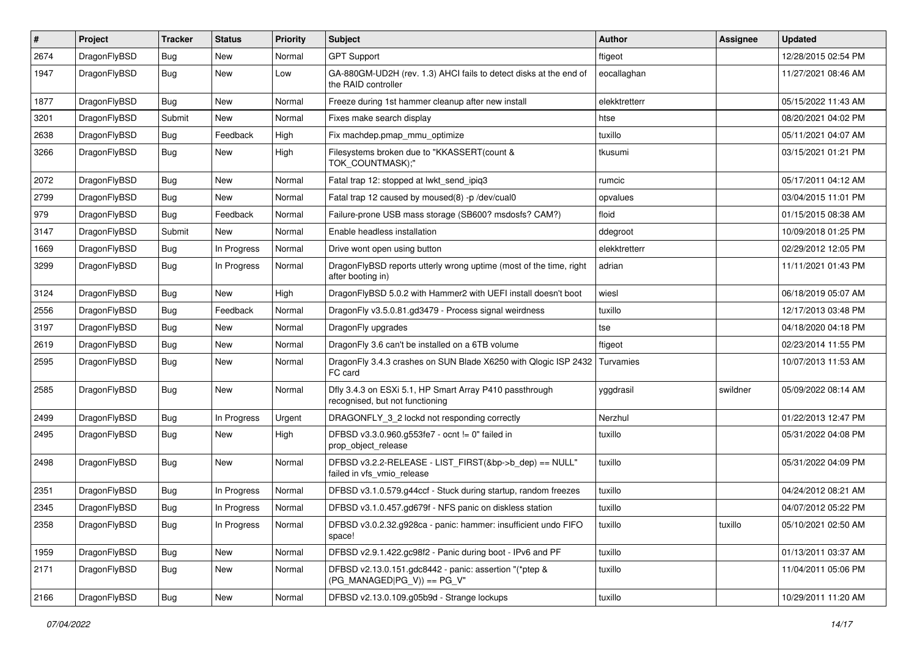| # | Project | Tracker | Status | Priority | Subject | Author | Assignee | Updated |
|---|---|---|---|---|---|---|---|---|
| 2674 | DragonFlyBSD | Bug | New | Normal | GPT Support | ftigeot | | 12/28/2015 02:54 PM |
| 1947 | DragonFlyBSD | Bug | New | Low | GA-880GM-UD2H (rev. 1.3) AHCI fails to detect disks at the end of the RAID controller | eocallaghan | | 11/27/2021 08:46 AM |
| 1877 | DragonFlyBSD | Bug | New | Normal | Freeze during 1st hammer cleanup after new install | elekktretterr | | 05/15/2022 11:43 AM |
| 3201 | DragonFlyBSD | Submit | New | Normal | Fixes make search display | htse | | 08/20/2021 04:02 PM |
| 2638 | DragonFlyBSD | Bug | Feedback | High | Fix machdep.pmap_mmu_optimize | tuxillo | | 05/11/2021 04:07 AM |
| 3266 | DragonFlyBSD | Bug | New | High | Filesystems broken due to "KKASSERT(count & TOK_COUNTMASK);" | tkusumi | | 03/15/2021 01:21 PM |
| 2072 | DragonFlyBSD | Bug | New | Normal | Fatal trap 12: stopped at lwkt_send_ipiq3 | rumcic | | 05/17/2011 04:12 AM |
| 2799 | DragonFlyBSD | Bug | New | Normal | Fatal trap 12 caused by moused(8) -p /dev/cual0 | opvalues | | 03/04/2015 11:01 PM |
| 979 | DragonFlyBSD | Bug | Feedback | Normal | Failure-prone USB mass storage (SB600? msdosfs? CAM?) | floid | | 01/15/2015 08:38 AM |
| 3147 | DragonFlyBSD | Submit | New | Normal | Enable headless installation | ddegroot | | 10/09/2018 01:25 PM |
| 1669 | DragonFlyBSD | Bug | In Progress | Normal | Drive wont open using button | elekktretterr | | 02/29/2012 12:05 PM |
| 3299 | DragonFlyBSD | Bug | In Progress | Normal | DragonFlyBSD reports utterly wrong uptime (most of the time, right after booting in) | adrian | | 11/11/2021 01:43 PM |
| 3124 | DragonFlyBSD | Bug | New | High | DragonFlyBSD 5.0.2 with Hammer2 with UEFI install doesn't boot | wiesl | | 06/18/2019 05:07 AM |
| 2556 | DragonFlyBSD | Bug | Feedback | Normal | DragonFly v3.5.0.81.gd3479 - Process signal weirdness | tuxillo | | 12/17/2013 03:48 PM |
| 3197 | DragonFlyBSD | Bug | New | Normal | DragonFly upgrades | tse | | 04/18/2020 04:18 PM |
| 2619 | DragonFlyBSD | Bug | New | Normal | DragonFly 3.6 can't be installed on a 6TB volume | ftigeot | | 02/23/2014 11:55 PM |
| 2595 | DragonFlyBSD | Bug | New | Normal | DragonFly 3.4.3 crashes on SUN Blade X6250 with Qlogic ISP 2432 FC card | Turvamies | | 10/07/2013 11:53 AM |
| 2585 | DragonFlyBSD | Bug | New | Normal | Dfly 3.4.3 on ESXi 5.1, HP Smart Array P410 passthrough recognised, but not functioning | yggdrasil | swildner | 05/09/2022 08:14 AM |
| 2499 | DragonFlyBSD | Bug | In Progress | Urgent | DRAGONFLY_3_2 lockd not responding correctly | Nerzhul | | 01/22/2013 12:47 PM |
| 2495 | DragonFlyBSD | Bug | New | High | DFBSD v3.3.0.960.g553fe7 - ocnt != 0" failed in prop_object_release | tuxillo | | 05/31/2022 04:08 PM |
| 2498 | DragonFlyBSD | Bug | New | Normal | DFBSD v3.2.2-RELEASE - LIST_FIRST(&bp->b_dep) == NULL" failed in vfs_vmio_release | tuxillo | | 05/31/2022 04:09 PM |
| 2351 | DragonFlyBSD | Bug | In Progress | Normal | DFBSD v3.1.0.579.g44ccf - Stuck during startup, random freezes | tuxillo | | 04/24/2012 08:21 AM |
| 2345 | DragonFlyBSD | Bug | In Progress | Normal | DFBSD v3.1.0.457.gd679f - NFS panic on diskless station | tuxillo | | 04/07/2012 05:22 PM |
| 2358 | DragonFlyBSD | Bug | In Progress | Normal | DFBSD v3.0.2.32.g928ca - panic: hammer: insufficient undo FIFO space! | tuxillo | tuxillo | 05/10/2021 02:50 AM |
| 1959 | DragonFlyBSD | Bug | New | Normal | DFBSD v2.9.1.422.gc98f2 - Panic during boot - IPv6 and PF | tuxillo | | 01/13/2011 03:37 AM |
| 2171 | DragonFlyBSD | Bug | New | Normal | DFBSD v2.13.0.151.gdc8442 - panic: assertion "(*ptep & (PG_MANAGED\|PG_V)) == PG_V" | tuxillo | | 11/04/2011 05:06 PM |
| 2166 | DragonFlyBSD | Bug | New | Normal | DFBSD v2.13.0.109.g05b9d - Strange lockups | tuxillo | | 10/29/2011 11:20 AM |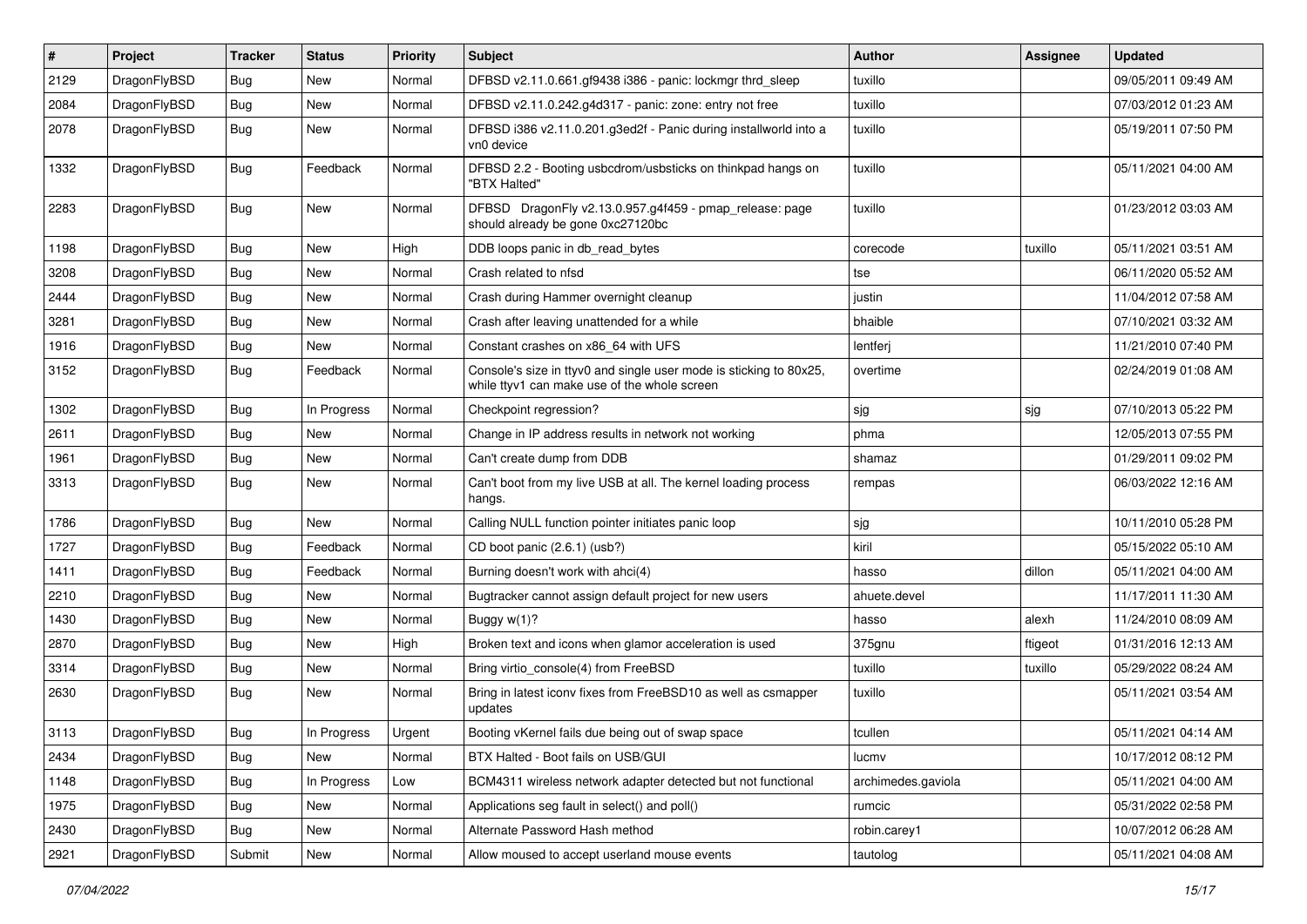| # | Project | Tracker | Status | Priority | Subject | Author | Assignee | Updated |
|---|---|---|---|---|---|---|---|---|
| 2129 | DragonFlyBSD | Bug | New | Normal | DFBSD v2.11.0.661.gf9438 i386 - panic: lockmgr thrd_sleep | tuxillo | | 09/05/2011 09:49 AM |
| 2084 | DragonFlyBSD | Bug | New | Normal | DFBSD v2.11.0.242.g4d317 - panic: zone: entry not free | tuxillo | | 07/03/2012 01:23 AM |
| 2078 | DragonFlyBSD | Bug | New | Normal | DFBSD i386 v2.11.0.201.g3ed2f - Panic during installworld into a vn0 device | tuxillo | | 05/19/2011 07:50 PM |
| 1332 | DragonFlyBSD | Bug | Feedback | Normal | DFBSD 2.2 - Booting usbcdrom/usbsticks on thinkpad hangs on "BTX Halted" | tuxillo | | 05/11/2021 04:00 AM |
| 2283 | DragonFlyBSD | Bug | New | Normal | DFBSD DragonFly v2.13.0.957.g4f459 - pmap_release: page should already be gone 0xc27120bc | tuxillo | | 01/23/2012 03:03 AM |
| 1198 | DragonFlyBSD | Bug | New | High | DDB loops panic in db_read_bytes | corecode | tuxillo | 05/11/2021 03:51 AM |
| 3208 | DragonFlyBSD | Bug | New | Normal | Crash related to nfsd | tse | | 06/11/2020 05:52 AM |
| 2444 | DragonFlyBSD | Bug | New | Normal | Crash during Hammer overnight cleanup | justin | | 11/04/2012 07:58 AM |
| 3281 | DragonFlyBSD | Bug | New | Normal | Crash after leaving unattended for a while | bhaible | | 07/10/2021 03:32 AM |
| 1916 | DragonFlyBSD | Bug | New | Normal | Constant crashes on x86_64 with UFS | lentferj | | 11/21/2010 07:40 PM |
| 3152 | DragonFlyBSD | Bug | Feedback | Normal | Console's size in ttyv0 and single user mode is sticking to 80x25, while ttyv1 can make use of the whole screen | overtime | | 02/24/2019 01:08 AM |
| 1302 | DragonFlyBSD | Bug | In Progress | Normal | Checkpoint regression? | sjg | sjg | 07/10/2013 05:22 PM |
| 2611 | DragonFlyBSD | Bug | New | Normal | Change in IP address results in network not working | phma | | 12/05/2013 07:55 PM |
| 1961 | DragonFlyBSD | Bug | New | Normal | Can't create dump from DDB | shamaz | | 01/29/2011 09:02 PM |
| 3313 | DragonFlyBSD | Bug | New | Normal | Can't boot from my live USB at all. The kernel loading process hangs. | rempas | | 06/03/2022 12:16 AM |
| 1786 | DragonFlyBSD | Bug | New | Normal | Calling NULL function pointer initiates panic loop | sjg | | 10/11/2010 05:28 PM |
| 1727 | DragonFlyBSD | Bug | Feedback | Normal | CD boot panic (2.6.1) (usb?) | kiril | | 05/15/2022 05:10 AM |
| 1411 | DragonFlyBSD | Bug | Feedback | Normal | Burning doesn't work with ahci(4) | hasso | dillon | 05/11/2021 04:00 AM |
| 2210 | DragonFlyBSD | Bug | New | Normal | Bugtracker cannot assign default project for new users | ahuete.devel | | 11/17/2011 11:30 AM |
| 1430 | DragonFlyBSD | Bug | New | Normal | Buggy w(1)? | hasso | alexh | 11/24/2010 08:09 AM |
| 2870 | DragonFlyBSD | Bug | New | High | Broken text and icons when glamor acceleration is used | 375gnu | ftigeot | 01/31/2016 12:13 AM |
| 3314 | DragonFlyBSD | Bug | New | Normal | Bring virtio_console(4) from FreeBSD | tuxillo | tuxillo | 05/29/2022 08:24 AM |
| 2630 | DragonFlyBSD | Bug | New | Normal | Bring in latest iconv fixes from FreeBSD10 as well as csmapper updates | tuxillo | | 05/11/2021 03:54 AM |
| 3113 | DragonFlyBSD | Bug | In Progress | Urgent | Booting vKernel fails due being out of swap space | tcullen | | 05/11/2021 04:14 AM |
| 2434 | DragonFlyBSD | Bug | New | Normal | BTX Halted - Boot fails on USB/GUI | lucmv | | 10/17/2012 08:12 PM |
| 1148 | DragonFlyBSD | Bug | In Progress | Low | BCM4311 wireless network adapter detected but not functional | archimedes.gaviola | | 05/11/2021 04:00 AM |
| 1975 | DragonFlyBSD | Bug | New | Normal | Applications seg fault in select() and poll() | rumcic | | 05/31/2022 02:58 PM |
| 2430 | DragonFlyBSD | Bug | New | Normal | Alternate Password Hash method | robin.carey1 | | 10/07/2012 06:28 AM |
| 2921 | DragonFlyBSD | Submit | New | Normal | Allow moused to accept userland mouse events | tautolog | | 05/11/2021 04:08 AM |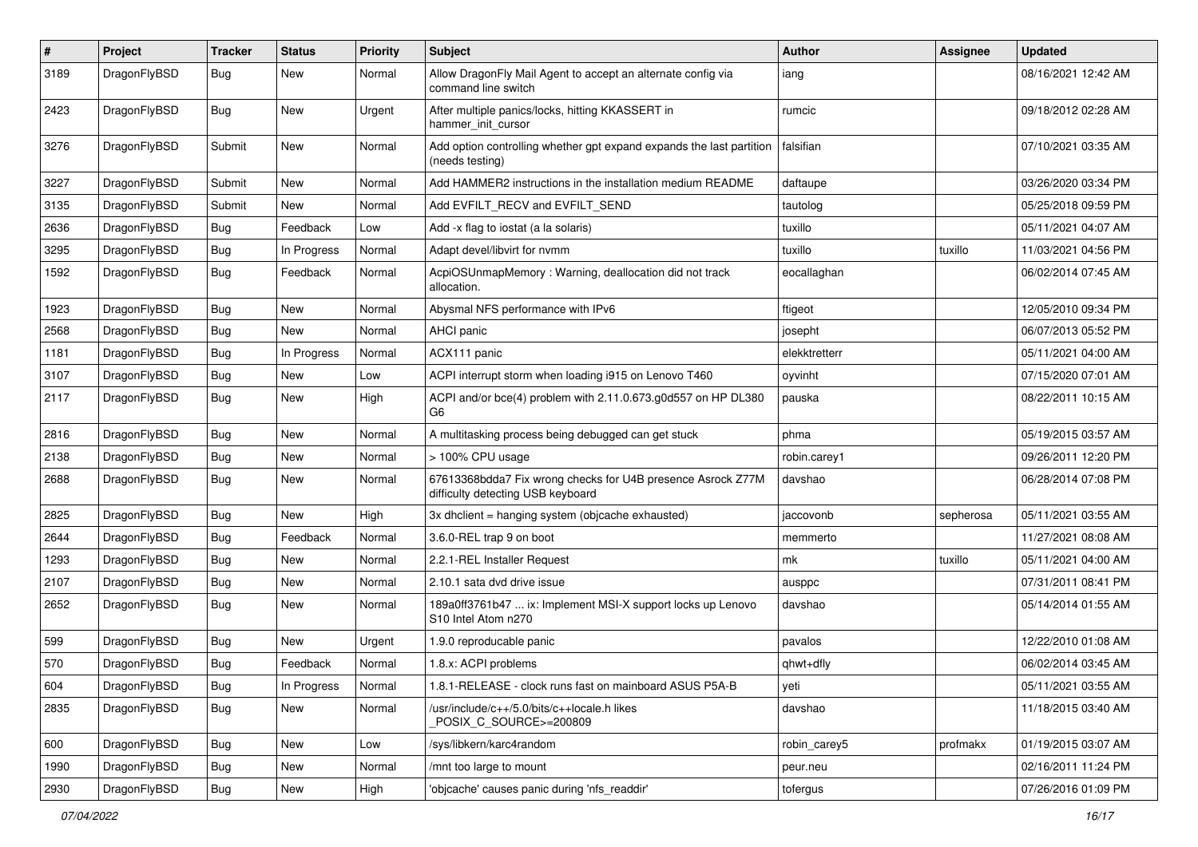| # | Project | Tracker | Status | Priority | Subject | Author | Assignee | Updated |
|---|---|---|---|---|---|---|---|---|
| 3189 | DragonFlyBSD | Bug | New | Normal | Allow DragonFly Mail Agent to accept an alternate config via command line switch | iang | | 08/16/2021 12:42 AM |
| 2423 | DragonFlyBSD | Bug | New | Urgent | After multiple panics/locks, hitting KKASSERT in hammer_init_cursor | rumcic | | 09/18/2012 02:28 AM |
| 3276 | DragonFlyBSD | Submit | New | Normal | Add option controlling whether gpt expand expands the last partition (needs testing) | falsifian | | 07/10/2021 03:35 AM |
| 3227 | DragonFlyBSD | Submit | New | Normal | Add HAMMER2 instructions in the installation medium README | daftaupe | | 03/26/2020 03:34 PM |
| 3135 | DragonFlyBSD | Submit | New | Normal | Add EVFILT_RECV and EVFILT_SEND | tautolog | | 05/25/2018 09:59 PM |
| 2636 | DragonFlyBSD | Bug | Feedback | Low | Add -x flag to iostat (a la solaris) | tuxillo | | 05/11/2021 04:07 AM |
| 3295 | DragonFlyBSD | Bug | In Progress | Normal | Adapt devel/libvirt for nvmm | tuxillo | tuxillo | 11/03/2021 04:56 PM |
| 1592 | DragonFlyBSD | Bug | Feedback | Normal | AcpiOSUnmapMemory : Warning, deallocation did not track allocation. | eocallaghan | | 06/02/2014 07:45 AM |
| 1923 | DragonFlyBSD | Bug | New | Normal | Abysmal NFS performance with IPv6 | ftigeot | | 12/05/2010 09:34 PM |
| 2568 | DragonFlyBSD | Bug | New | Normal | AHCI panic | josepht | | 06/07/2013 05:52 PM |
| 1181 | DragonFlyBSD | Bug | In Progress | Normal | ACX111 panic | elekktretterr | | 05/11/2021 04:00 AM |
| 3107 | DragonFlyBSD | Bug | New | Low | ACPI interrupt storm when loading i915 on Lenovo T460 | oyvinht | | 07/15/2020 07:01 AM |
| 2117 | DragonFlyBSD | Bug | New | High | ACPI and/or bce(4) problem with 2.11.0.673.g0d557 on HP DL380 G6 | pauska | | 08/22/2011 10:15 AM |
| 2816 | DragonFlyBSD | Bug | New | Normal | A multitasking process being debugged can get stuck | phma | | 05/19/2015 03:57 AM |
| 2138 | DragonFlyBSD | Bug | New | Normal | > 100% CPU usage | robin.carey1 | | 09/26/2011 12:20 PM |
| 2688 | DragonFlyBSD | Bug | New | Normal | 67613368bdda7 Fix wrong checks for U4B presence Asrock Z77M difficulty detecting USB keyboard | davshao | | 06/28/2014 07:08 PM |
| 2825 | DragonFlyBSD | Bug | New | High | 3x dhclient = hanging system (objcache exhausted) | jaccovonb | sepherosa | 05/11/2021 03:55 AM |
| 2644 | DragonFlyBSD | Bug | Feedback | Normal | 3.6.0-REL trap 9 on boot | memmerto | | 11/27/2021 08:08 AM |
| 1293 | DragonFlyBSD | Bug | New | Normal | 2.2.1-REL Installer Request | mk | tuxillo | 05/11/2021 04:00 AM |
| 2107 | DragonFlyBSD | Bug | New | Normal | 2.10.1 sata dvd drive issue | ausppc | | 07/31/2011 08:41 PM |
| 2652 | DragonFlyBSD | Bug | New | Normal | 189a0ff3761b47 ... ix: Implement MSI-X support locks up Lenovo S10 Intel Atom n270 | davshao | | 05/14/2014 01:55 AM |
| 599 | DragonFlyBSD | Bug | New | Urgent | 1.9.0 reproducable panic | pavalos | | 12/22/2010 01:08 AM |
| 570 | DragonFlyBSD | Bug | Feedback | Normal | 1.8.x: ACPI problems | qhwt+dfly | | 06/02/2014 03:45 AM |
| 604 | DragonFlyBSD | Bug | In Progress | Normal | 1.8.1-RELEASE - clock runs fast on mainboard ASUS P5A-B | yeti | | 05/11/2021 03:55 AM |
| 2835 | DragonFlyBSD | Bug | New | Normal | /usr/include/c++/5.0/bits/c++locale.h likes _POSIX_C_SOURCE>=200809 | davshao | | 11/18/2015 03:40 AM |
| 600 | DragonFlyBSD | Bug | New | Low | /sys/libkern/karc4random | robin_carey5 | profmakx | 01/19/2015 03:07 AM |
| 1990 | DragonFlyBSD | Bug | New | Normal | /mnt too large to mount | peur.neu | | 02/16/2011 11:24 PM |
| 2930 | DragonFlyBSD | Bug | New | High | 'objcache' causes panic during 'nfs_readdir' | tofergus | | 07/26/2016 01:09 PM |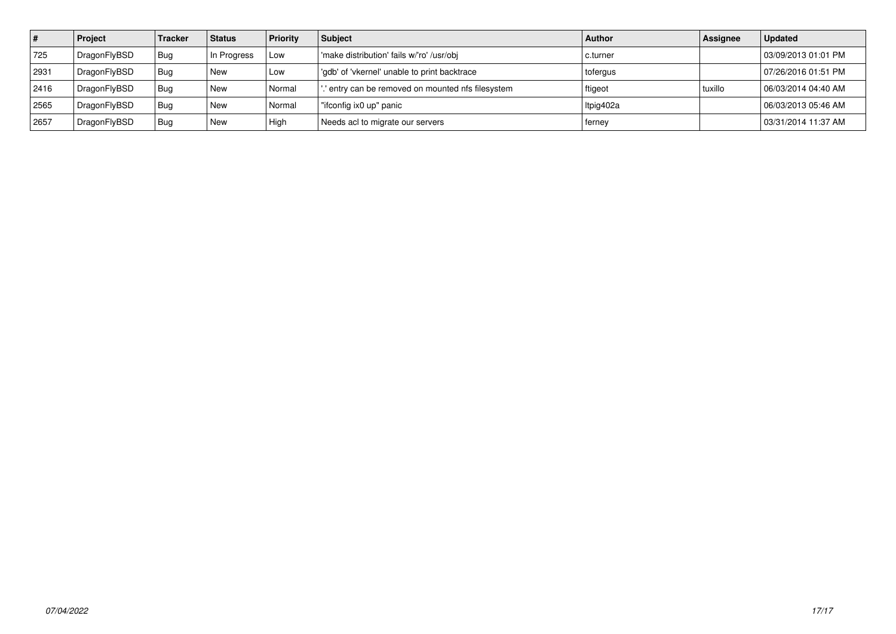| # | Project | Tracker | Status | Priority | Subject | Author | Assignee | Updated |
|---|---|---|---|---|---|---|---|---|
| 725 | DragonFlyBSD | Bug | In Progress | Low | 'make distribution' fails w/'ro' /usr/obj | c.turner | | 03/09/2013 01:01 PM |
| 2931 | DragonFlyBSD | Bug | New | Low | 'gdb' of 'vkernel' unable to print backtrace | tofergus | | 07/26/2016 01:51 PM |
| 2416 | DragonFlyBSD | Bug | New | Normal | '.' entry can be removed on mounted nfs filesystem | ftigeot | tuxillo | 06/03/2014 04:40 AM |
| 2565 | DragonFlyBSD | Bug | New | Normal | "ifconfig ix0 up" panic | ltpig402a | | 06/03/2013 05:46 AM |
| 2657 | DragonFlyBSD | Bug | New | High | Needs acl to migrate our servers | ferney | | 03/31/2014 11:37 AM |

*07/04/2022*